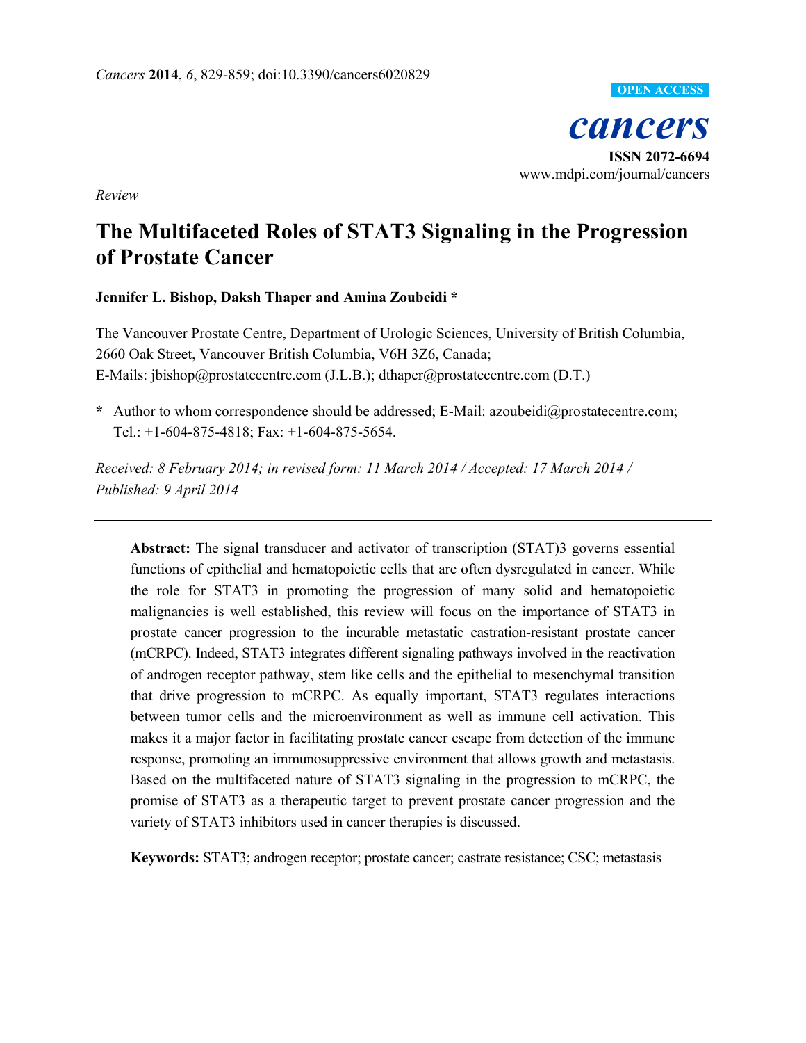*Review*

# The Multifaceted Roles of STAT3 Signaling in the Progression of Prostate Cancer

**Jennifer L. Bishop, Daksh Thaper and Amina Zoubeidi \***

The Vancouver Prostate Centre, Department of Urologic Sciences, University of British Columbia, 2660 Oak Street, Vancouver British Columbia, V6H 3Z6, Canada;
E-Mails: jbishop@prostatecentre.com (J.L.B.); dthaper@prostatecentre.com (D.T.)

**\*** Author to whom correspondence should be addressed; E-Mail: azoubeidi@prostatecentre.com; Tel.: +1-604-875-4818; Fax: +1-604-875-5654.

*Received: 8 February 2014; in revised form: 11 March 2014 / Accepted: 17 March 2014 / Published: 9 April 2014*

---

**Abstract:** The signal transducer and activator of transcription (STAT)3 governs essential functions of epithelial and hematopoietic cells that are often dysregulated in cancer. While the role for STAT3 in promoting the progression of many solid and hematopoietic malignancies is well established, this review will focus on the importance of STAT3 in prostate cancer progression to the incurable metastatic castration-resistant prostate cancer (mCRPC). Indeed, STAT3 integrates different signaling pathways involved in the reactivation of androgen receptor pathway, stem like cells and the epithelial to mesenchymal transition that drive progression to mCRPC. As equally important, STAT3 regulates interactions between tumor cells and the microenvironment as well as immune cell activation. This makes it a major factor in facilitating prostate cancer escape from detection of the immune response, promoting an immunosuppressive environment that allows growth and metastasis. Based on the multifaceted nature of STAT3 signaling in the progression to mCRPC, the promise of STAT3 as a therapeutic target to prevent prostate cancer progression and the variety of STAT3 inhibitors used in cancer therapies is discussed.

**Keywords:** STAT3; androgen receptor; prostate cancer; castrate resistance; CSC; metastasis

---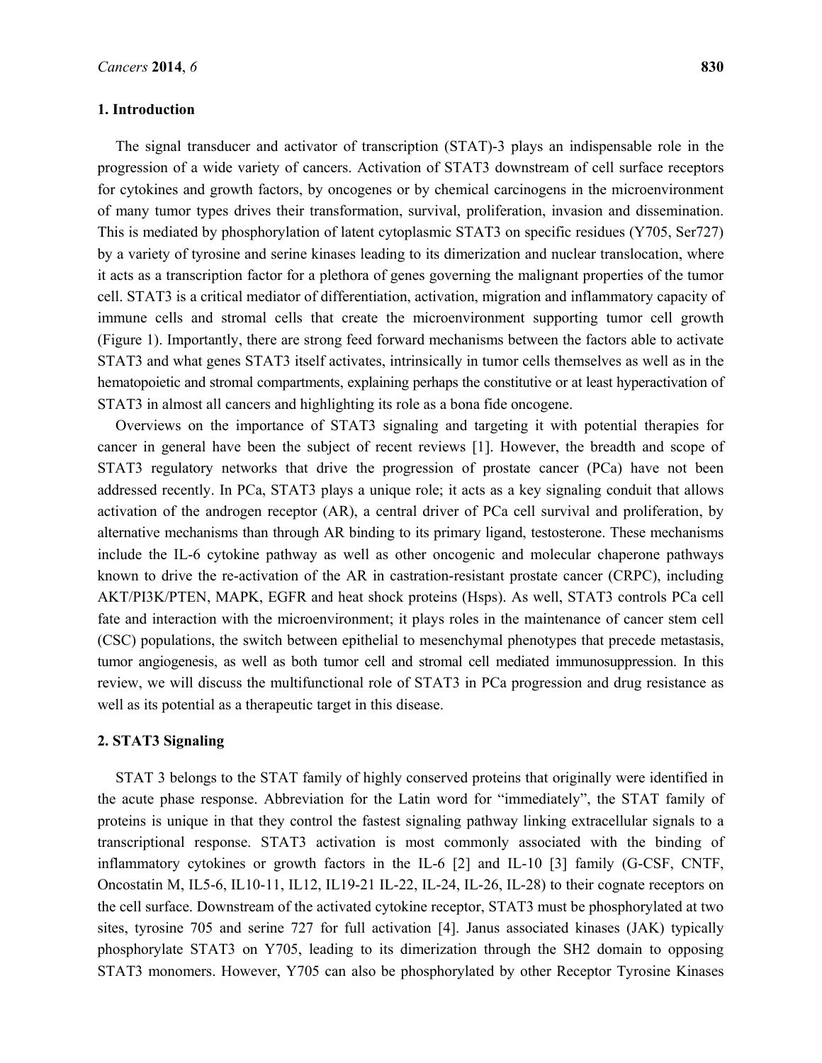## 1. Introduction

The signal transducer and activator of transcription (STAT)-3 plays an indispensable role in the progression of a wide variety of cancers. Activation of STAT3 downstream of cell surface receptors for cytokines and growth factors, by oncogenes or by chemical carcinogens in the microenvironment of many tumor types drives their transformation, survival, proliferation, invasion and dissemination. This is mediated by phosphorylation of latent cytoplasmic STAT3 on specific residues (Y705, Ser727) by a variety of tyrosine and serine kinases leading to its dimerization and nuclear translocation, where it acts as a transcription factor for a plethora of genes governing the malignant properties of the tumor cell. STAT3 is a critical mediator of differentiation, activation, migration and inflammatory capacity of immune cells and stromal cells that create the microenvironment supporting tumor cell growth (Figure 1). Importantly, there are strong feed forward mechanisms between the factors able to activate STAT3 and what genes STAT3 itself activates, intrinsically in tumor cells themselves as well as in the hematopoietic and stromal compartments, explaining perhaps the constitutive or at least hyperactivation of STAT3 in almost all cancers and highlighting its role as a bona fide oncogene.

Overviews on the importance of STAT3 signaling and targeting it with potential therapies for cancer in general have been the subject of recent reviews [1]. However, the breadth and scope of STAT3 regulatory networks that drive the progression of prostate cancer (PCa) have not been addressed recently. In PCa, STAT3 plays a unique role; it acts as a key signaling conduit that allows activation of the androgen receptor (AR), a central driver of PCa cell survival and proliferation, by alternative mechanisms than through AR binding to its primary ligand, testosterone. These mechanisms include the IL-6 cytokine pathway as well as other oncogenic and molecular chaperone pathways known to drive the re-activation of the AR in castration-resistant prostate cancer (CRPC), including AKT/PI3K/PTEN, MAPK, EGFR and heat shock proteins (Hsps). As well, STAT3 controls PCa cell fate and interaction with the microenvironment; it plays roles in the maintenance of cancer stem cell (CSC) populations, the switch between epithelial to mesenchymal phenotypes that precede metastasis, tumor angiogenesis, as well as both tumor cell and stromal cell mediated immunosuppression. In this review, we will discuss the multifunctional role of STAT3 in PCa progression and drug resistance as well as its potential as a therapeutic target in this disease.

## 2. STAT3 Signaling

STAT 3 belongs to the STAT family of highly conserved proteins that originally were identified in the acute phase response. Abbreviation for the Latin word for "immediately", the STAT family of proteins is unique in that they control the fastest signaling pathway linking extracellular signals to a transcriptional response. STAT3 activation is most commonly associated with the binding of inflammatory cytokines or growth factors in the IL-6 [2] and IL-10 [3] family (G-CSF, CNTF, Oncostatin M, IL5-6, IL10-11, IL12, IL19-21 IL-22, IL-24, IL-26, IL-28) to their cognate receptors on the cell surface. Downstream of the activated cytokine receptor, STAT3 must be phosphorylated at two sites, tyrosine 705 and serine 727 for full activation [4]. Janus associated kinases (JAK) typically phosphorylate STAT3 on Y705, leading to its dimerization through the SH2 domain to opposing STAT3 monomers. However, Y705 can also be phosphorylated by other Receptor Tyrosine Kinases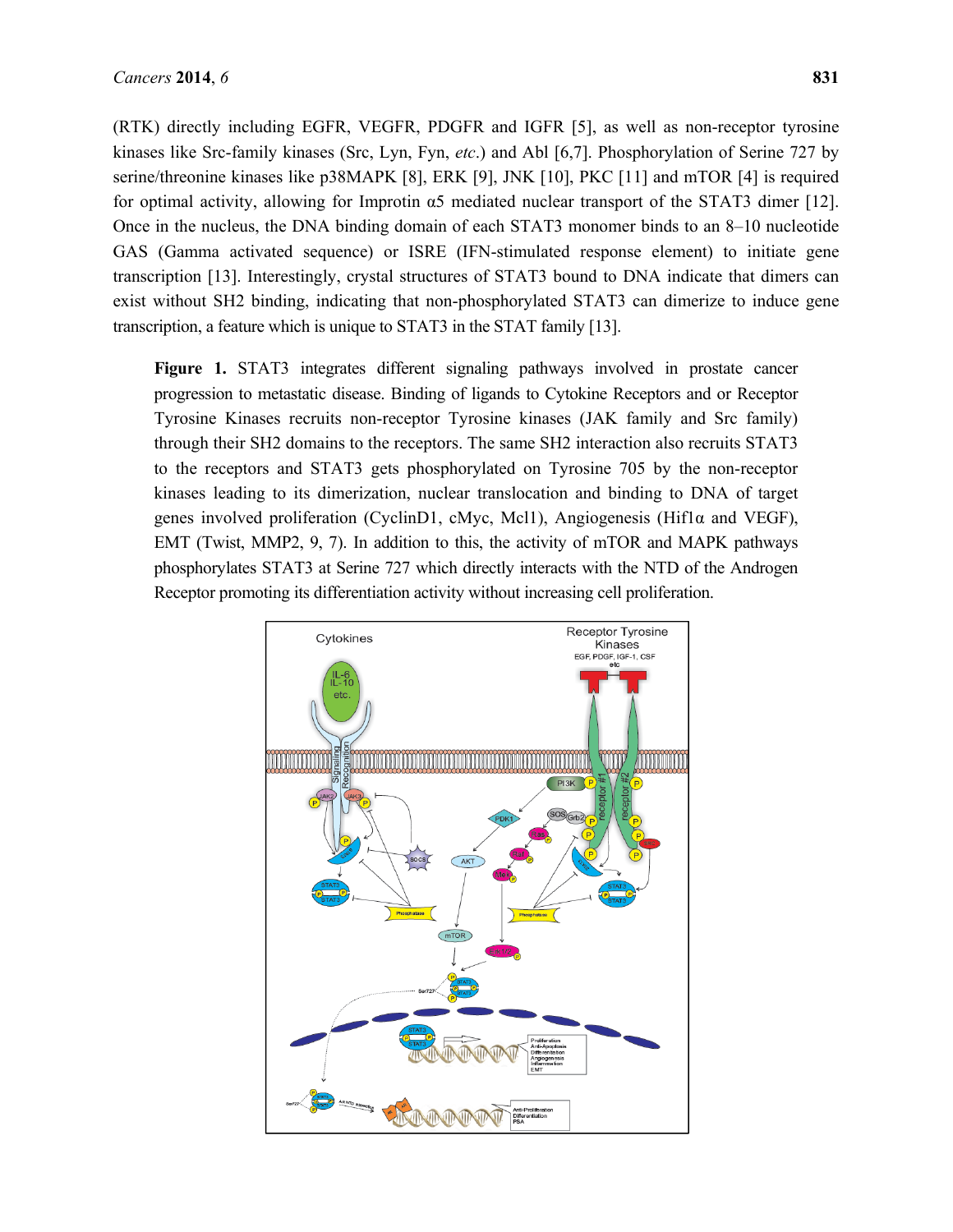(RTK) directly including EGFR, VEGFR, PDGFR and IGFR [5], as well as non-receptor tyrosine kinases like Src-family kinases (Src, Lyn, Fyn, *etc*.) and Abl [6,7]. Phosphorylation of Serine 727 by serine/threonine kinases like p38MAPK [8], ERK [9], JNK [10], PKC [11] and mTOR [4] is required for optimal activity, allowing for Improtin α5 mediated nuclear transport of the STAT3 dimer [12]. Once in the nucleus, the DNA binding domain of each STAT3 monomer binds to an 8–10 nucleotide GAS (Gamma activated sequence) or ISRE (IFN-stimulated response element) to initiate gene transcription [13]. Interestingly, crystal structures of STAT3 bound to DNA indicate that dimers can exist without SH2 binding, indicating that non-phosphorylated STAT3 can dimerize to induce gene transcription, a feature which is unique to STAT3 in the STAT family [13].

**Figure 1.** STAT3 integrates different signaling pathways involved in prostate cancer progression to metastatic disease. Binding of ligands to Cytokine Receptors and or Receptor Tyrosine Kinases recruits non-receptor Tyrosine kinases (JAK family and Src family) through their SH2 domains to the receptors. The same SH2 interaction also recruits STAT3 to the receptors and STAT3 gets phosphorylated on Tyrosine 705 by the non-receptor kinases leading to its dimerization, nuclear translocation and binding to DNA of target genes involved proliferation (CyclinD1, cMyc, Mcl1), Angiogenesis (Hif1α and VEGF), EMT (Twist, MMP2, 9, 7). In addition to this, the activity of mTOR and MAPK pathways phosphorylates STAT3 at Serine 727 which directly interacts with the NTD of the Androgen Receptor promoting its differentiation activity without increasing cell proliferation.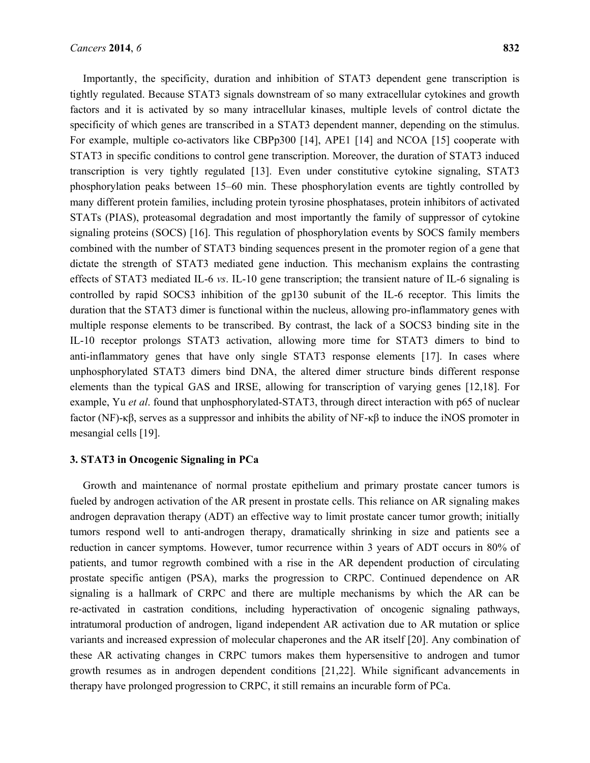Importantly, the specificity, duration and inhibition of STAT3 dependent gene transcription is tightly regulated. Because STAT3 signals downstream of so many extracellular cytokines and growth factors and it is activated by so many intracellular kinases, multiple levels of control dictate the specificity of which genes are transcribed in a STAT3 dependent manner, depending on the stimulus. For example, multiple co-activators like CBPp300 [14], APE1 [14] and NCOA [15] cooperate with STAT3 in specific conditions to control gene transcription. Moreover, the duration of STAT3 induced transcription is very tightly regulated [13]. Even under constitutive cytokine signaling, STAT3 phosphorylation peaks between 15–60 min. These phosphorylation events are tightly controlled by many different protein families, including protein tyrosine phosphatases, protein inhibitors of activated STATs (PIAS), proteasomal degradation and most importantly the family of suppressor of cytokine signaling proteins (SOCS) [16]. This regulation of phosphorylation events by SOCS family members combined with the number of STAT3 binding sequences present in the promoter region of a gene that dictate the strength of STAT3 mediated gene induction. This mechanism explains the contrasting effects of STAT3 mediated IL-6 *vs*. IL-10 gene transcription; the transient nature of IL-6 signaling is controlled by rapid SOCS3 inhibition of the gp130 subunit of the IL-6 receptor. This limits the duration that the STAT3 dimer is functional within the nucleus, allowing pro-inflammatory genes with multiple response elements to be transcribed. By contrast, the lack of a SOCS3 binding site in the IL-10 receptor prolongs STAT3 activation, allowing more time for STAT3 dimers to bind to anti-inflammatory genes that have only single STAT3 response elements [17]. In cases where unphosphorylated STAT3 dimers bind DNA, the altered dimer structure binds different response elements than the typical GAS and IRSE, allowing for transcription of varying genes [12,18]. For example, Yu *et al*. found that unphosphorylated-STAT3, through direct interaction with p65 of nuclear factor (NF)-κβ, serves as a suppressor and inhibits the ability of NF-κβ to induce the iNOS promoter in mesangial cells [19].

## 3. STAT3 in Oncogenic Signaling in PCa

Growth and maintenance of normal prostate epithelium and primary prostate cancer tumors is fueled by androgen activation of the AR present in prostate cells. This reliance on AR signaling makes androgen depravation therapy (ADT) an effective way to limit prostate cancer tumor growth; initially tumors respond well to anti-androgen therapy, dramatically shrinking in size and patients see a reduction in cancer symptoms. However, tumor recurrence within 3 years of ADT occurs in 80% of patients, and tumor regrowth combined with a rise in the AR dependent production of circulating prostate specific antigen (PSA), marks the progression to CRPC. Continued dependence on AR signaling is a hallmark of CRPC and there are multiple mechanisms by which the AR can be re-activated in castration conditions, including hyperactivation of oncogenic signaling pathways, intratumoral production of androgen, ligand independent AR activation due to AR mutation or splice variants and increased expression of molecular chaperones and the AR itself [20]. Any combination of these AR activating changes in CRPC tumors makes them hypersensitive to androgen and tumor growth resumes as in androgen dependent conditions [21,22]. While significant advancements in therapy have prolonged progression to CRPC, it still remains an incurable form of PCa.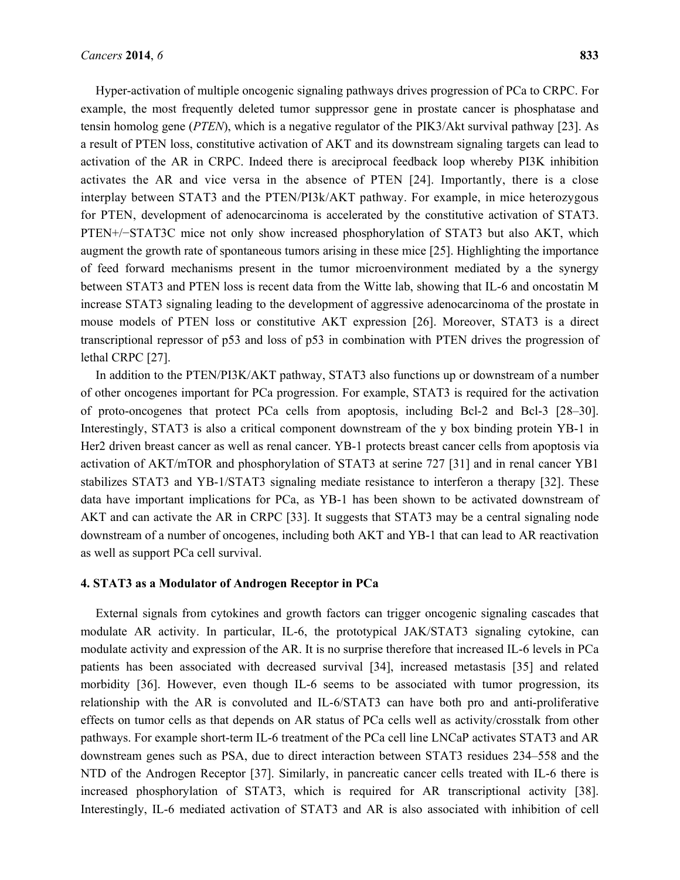Hyper-activation of multiple oncogenic signaling pathways drives progression of PCa to CRPC. For example, the most frequently deleted tumor suppressor gene in prostate cancer is phosphatase and tensin homolog gene (*PTEN*), which is a negative regulator of the PIK3/Akt survival pathway [23]. As a result of PTEN loss, constitutive activation of AKT and its downstream signaling targets can lead to activation of the AR in CRPC. Indeed there is areciprocal feedback loop whereby PI3K inhibition activates the AR and vice versa in the absence of PTEN [24]. Importantly, there is a close interplay between STAT3 and the PTEN/PI3k/AKT pathway. For example, in mice heterozygous for PTEN, development of adenocarcinoma is accelerated by the constitutive activation of STAT3. PTEN+/−STAT3C mice not only show increased phosphorylation of STAT3 but also AKT, which augment the growth rate of spontaneous tumors arising in these mice [25]. Highlighting the importance of feed forward mechanisms present in the tumor microenvironment mediated by a the synergy between STAT3 and PTEN loss is recent data from the Witte lab, showing that IL-6 and oncostatin M increase STAT3 signaling leading to the development of aggressive adenocarcinoma of the prostate in mouse models of PTEN loss or constitutive AKT expression [26]. Moreover, STAT3 is a direct transcriptional repressor of p53 and loss of p53 in combination with PTEN drives the progression of lethal CRPC [27].

In addition to the PTEN/PI3K/AKT pathway, STAT3 also functions up or downstream of a number of other oncogenes important for PCa progression. For example, STAT3 is required for the activation of proto-oncogenes that protect PCa cells from apoptosis, including Bcl-2 and Bcl-3 [28–30]. Interestingly, STAT3 is also a critical component downstream of the y box binding protein YB-1 in Her2 driven breast cancer as well as renal cancer. YB-1 protects breast cancer cells from apoptosis via activation of AKT/mTOR and phosphorylation of STAT3 at serine 727 [31] and in renal cancer YB1 stabilizes STAT3 and YB-1/STAT3 signaling mediate resistance to interferon a therapy [32]. These data have important implications for PCa, as YB-1 has been shown to be activated downstream of AKT and can activate the AR in CRPC [33]. It suggests that STAT3 may be a central signaling node downstream of a number of oncogenes, including both AKT and YB-1 that can lead to AR reactivation as well as support PCa cell survival.

## 4. STAT3 as a Modulator of Androgen Receptor in PCa

External signals from cytokines and growth factors can trigger oncogenic signaling cascades that modulate AR activity. In particular, IL-6, the prototypical JAK/STAT3 signaling cytokine, can modulate activity and expression of the AR. It is no surprise therefore that increased IL-6 levels in PCa patients has been associated with decreased survival [34], increased metastasis [35] and related morbidity [36]. However, even though IL-6 seems to be associated with tumor progression, its relationship with the AR is convoluted and IL-6/STAT3 can have both pro and anti-proliferative effects on tumor cells as that depends on AR status of PCa cells well as activity/crosstalk from other pathways. For example short-term IL-6 treatment of the PCa cell line LNCaP activates STAT3 and AR downstream genes such as PSA, due to direct interaction between STAT3 residues 234–558 and the NTD of the Androgen Receptor [37]. Similarly, in pancreatic cancer cells treated with IL-6 there is increased phosphorylation of STAT3, which is required for AR transcriptional activity [38]. Interestingly, IL-6 mediated activation of STAT3 and AR is also associated with inhibition of cell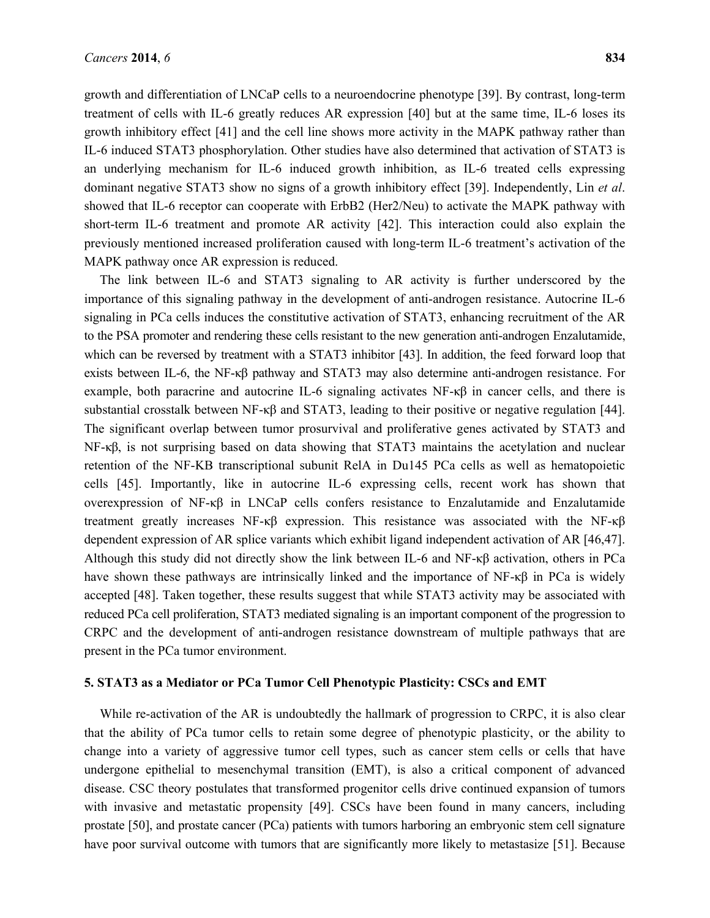growth and differentiation of LNCaP cells to a neuroendocrine phenotype [39]. By contrast, long-term treatment of cells with IL-6 greatly reduces AR expression [40] but at the same time, IL-6 loses its growth inhibitory effect [41] and the cell line shows more activity in the MAPK pathway rather than IL-6 induced STAT3 phosphorylation. Other studies have also determined that activation of STAT3 is an underlying mechanism for IL-6 induced growth inhibition, as IL-6 treated cells expressing dominant negative STAT3 show no signs of a growth inhibitory effect [39]. Independently, Lin *et al*. showed that IL-6 receptor can cooperate with ErbB2 (Her2/Neu) to activate the MAPK pathway with short-term IL-6 treatment and promote AR activity [42]. This interaction could also explain the previously mentioned increased proliferation caused with long-term IL-6 treatment's activation of the MAPK pathway once AR expression is reduced.

The link between IL-6 and STAT3 signaling to AR activity is further underscored by the importance of this signaling pathway in the development of anti-androgen resistance. Autocrine IL-6 signaling in PCa cells induces the constitutive activation of STAT3, enhancing recruitment of the AR to the PSA promoter and rendering these cells resistant to the new generation anti-androgen Enzalutamide, which can be reversed by treatment with a STAT3 inhibitor [43]. In addition, the feed forward loop that exists between IL-6, the NF-κβ pathway and STAT3 may also determine anti-androgen resistance. For example, both paracrine and autocrine IL-6 signaling activates NF-κβ in cancer cells, and there is substantial crosstalk between NF-κβ and STAT3, leading to their positive or negative regulation [44]. The significant overlap between tumor prosurvival and proliferative genes activated by STAT3 and NF-κβ, is not surprising based on data showing that STAT3 maintains the acetylation and nuclear retention of the NF-KB transcriptional subunit RelA in Du145 PCa cells as well as hematopoietic cells [45]. Importantly, like in autocrine IL-6 expressing cells, recent work has shown that overexpression of NF-κβ in LNCaP cells confers resistance to Enzalutamide and Enzalutamide treatment greatly increases NF-κβ expression. This resistance was associated with the NF-κβ dependent expression of AR splice variants which exhibit ligand independent activation of AR [46,47]. Although this study did not directly show the link between IL-6 and NF-κβ activation, others in PCa have shown these pathways are intrinsically linked and the importance of NF-κβ in PCa is widely accepted [48]. Taken together, these results suggest that while STAT3 activity may be associated with reduced PCa cell proliferation, STAT3 mediated signaling is an important component of the progression to CRPC and the development of anti-androgen resistance downstream of multiple pathways that are present in the PCa tumor environment.

## 5. STAT3 as a Mediator or PCa Tumor Cell Phenotypic Plasticity: CSCs and EMT

While re-activation of the AR is undoubtedly the hallmark of progression to CRPC, it is also clear that the ability of PCa tumor cells to retain some degree of phenotypic plasticity, or the ability to change into a variety of aggressive tumor cell types, such as cancer stem cells or cells that have undergone epithelial to mesenchymal transition (EMT), is also a critical component of advanced disease. CSC theory postulates that transformed progenitor cells drive continued expansion of tumors with invasive and metastatic propensity [49]. CSCs have been found in many cancers, including prostate [50], and prostate cancer (PCa) patients with tumors harboring an embryonic stem cell signature have poor survival outcome with tumors that are significantly more likely to metastasize [51]. Because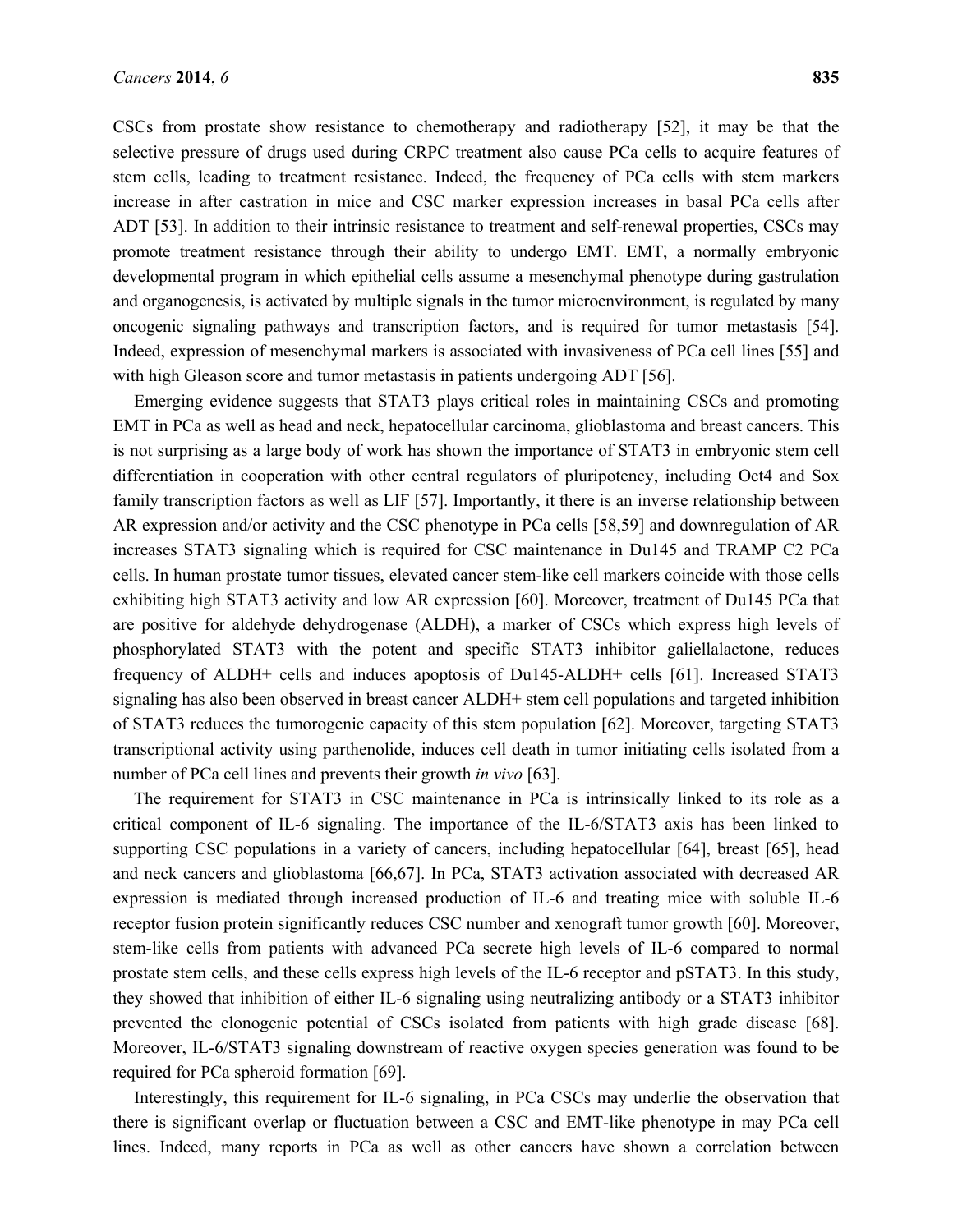CSCs from prostate show resistance to chemotherapy and radiotherapy [52], it may be that the selective pressure of drugs used during CRPC treatment also cause PCa cells to acquire features of stem cells, leading to treatment resistance. Indeed, the frequency of PCa cells with stem markers increase in after castration in mice and CSC marker expression increases in basal PCa cells after ADT [53]. In addition to their intrinsic resistance to treatment and self-renewal properties, CSCs may promote treatment resistance through their ability to undergo EMT. EMT, a normally embryonic developmental program in which epithelial cells assume a mesenchymal phenotype during gastrulation and organogenesis, is activated by multiple signals in the tumor microenvironment, is regulated by many oncogenic signaling pathways and transcription factors, and is required for tumor metastasis [54]. Indeed, expression of mesenchymal markers is associated with invasiveness of PCa cell lines [55] and with high Gleason score and tumor metastasis in patients undergoing ADT [56].

Emerging evidence suggests that STAT3 plays critical roles in maintaining CSCs and promoting EMT in PCa as well as head and neck, hepatocellular carcinoma, glioblastoma and breast cancers. This is not surprising as a large body of work has shown the importance of STAT3 in embryonic stem cell differentiation in cooperation with other central regulators of pluripotency, including Oct4 and Sox family transcription factors as well as LIF [57]. Importantly, it there is an inverse relationship between AR expression and/or activity and the CSC phenotype in PCa cells [58,59] and downregulation of AR increases STAT3 signaling which is required for CSC maintenance in Du145 and TRAMP C2 PCa cells. In human prostate tumor tissues, elevated cancer stem-like cell markers coincide with those cells exhibiting high STAT3 activity and low AR expression [60]. Moreover, treatment of Du145 PCa that are positive for aldehyde dehydrogenase (ALDH), a marker of CSCs which express high levels of phosphorylated STAT3 with the potent and specific STAT3 inhibitor galiellalactone, reduces frequency of ALDH+ cells and induces apoptosis of Du145-ALDH+ cells [61]. Increased STAT3 signaling has also been observed in breast cancer ALDH+ stem cell populations and targeted inhibition of STAT3 reduces the tumorogenic capacity of this stem population [62]. Moreover, targeting STAT3 transcriptional activity using parthenolide, induces cell death in tumor initiating cells isolated from a number of PCa cell lines and prevents their growth *in vivo* [63].

The requirement for STAT3 in CSC maintenance in PCa is intrinsically linked to its role as a critical component of IL-6 signaling. The importance of the IL-6/STAT3 axis has been linked to supporting CSC populations in a variety of cancers, including hepatocellular [64], breast [65], head and neck cancers and glioblastoma [66,67]. In PCa, STAT3 activation associated with decreased AR expression is mediated through increased production of IL-6 and treating mice with soluble IL-6 receptor fusion protein significantly reduces CSC number and xenograft tumor growth [60]. Moreover, stem-like cells from patients with advanced PCa secrete high levels of IL-6 compared to normal prostate stem cells, and these cells express high levels of the IL-6 receptor and pSTAT3. In this study, they showed that inhibition of either IL-6 signaling using neutralizing antibody or a STAT3 inhibitor prevented the clonogenic potential of CSCs isolated from patients with high grade disease [68]. Moreover, IL-6/STAT3 signaling downstream of reactive oxygen species generation was found to be required for PCa spheroid formation [69].

Interestingly, this requirement for IL-6 signaling, in PCa CSCs may underlie the observation that there is significant overlap or fluctuation between a CSC and EMT-like phenotype in may PCa cell lines. Indeed, many reports in PCa as well as other cancers have shown a correlation between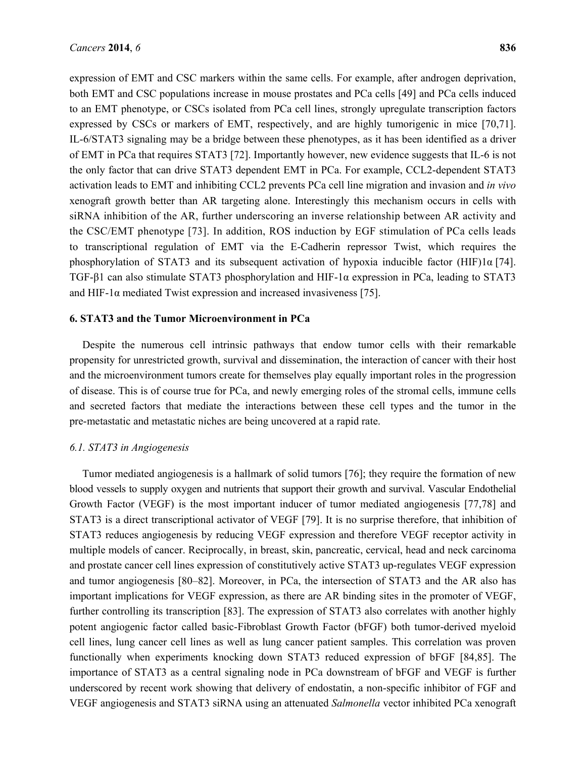expression of EMT and CSC markers within the same cells. For example, after androgen deprivation, both EMT and CSC populations increase in mouse prostates and PCa cells [49] and PCa cells induced to an EMT phenotype, or CSCs isolated from PCa cell lines, strongly upregulate transcription factors expressed by CSCs or markers of EMT, respectively, and are highly tumorigenic in mice [70,71]. IL-6/STAT3 signaling may be a bridge between these phenotypes, as it has been identified as a driver of EMT in PCa that requires STAT3 [72]. Importantly however, new evidence suggests that IL-6 is not the only factor that can drive STAT3 dependent EMT in PCa. For example, CCL2-dependent STAT3 activation leads to EMT and inhibiting CCL2 prevents PCa cell line migration and invasion and *in vivo* xenograft growth better than AR targeting alone. Interestingly this mechanism occurs in cells with siRNA inhibition of the AR, further underscoring an inverse relationship between AR activity and the CSC/EMT phenotype [73]. In addition, ROS induction by EGF stimulation of PCa cells leads to transcriptional regulation of EMT via the E-Cadherin repressor Twist, which requires the phosphorylation of STAT3 and its subsequent activation of hypoxia inducible factor (HIF)1α [74]. TGF-β1 can also stimulate STAT3 phosphorylation and HIF-1α expression in PCa, leading to STAT3 and HIF-1α mediated Twist expression and increased invasiveness [75].

## 6. STAT3 and the Tumor Microenvironment in PCa

Despite the numerous cell intrinsic pathways that endow tumor cells with their remarkable propensity for unrestricted growth, survival and dissemination, the interaction of cancer with their host and the microenvironment tumors create for themselves play equally important roles in the progression of disease. This is of course true for PCa, and newly emerging roles of the stromal cells, immune cells and secreted factors that mediate the interactions between these cell types and the tumor in the pre-metastatic and metastatic niches are being uncovered at a rapid rate.

### *6.1. STAT3 in Angiogenesis*

Tumor mediated angiogenesis is a hallmark of solid tumors [76]; they require the formation of new blood vessels to supply oxygen and nutrients that support their growth and survival. Vascular Endothelial Growth Factor (VEGF) is the most important inducer of tumor mediated angiogenesis [77,78] and STAT3 is a direct transcriptional activator of VEGF [79]. It is no surprise therefore, that inhibition of STAT3 reduces angiogenesis by reducing VEGF expression and therefore VEGF receptor activity in multiple models of cancer. Reciprocally, in breast, skin, pancreatic, cervical, head and neck carcinoma and prostate cancer cell lines expression of constitutively active STAT3 up-regulates VEGF expression and tumor angiogenesis [80–82]. Moreover, in PCa, the intersection of STAT3 and the AR also has important implications for VEGF expression, as there are AR binding sites in the promoter of VEGF, further controlling its transcription [83]. The expression of STAT3 also correlates with another highly potent angiogenic factor called basic-Fibroblast Growth Factor (bFGF) both tumor-derived myeloid cell lines, lung cancer cell lines as well as lung cancer patient samples. This correlation was proven functionally when experiments knocking down STAT3 reduced expression of bFGF [84,85]. The importance of STAT3 as a central signaling node in PCa downstream of bFGF and VEGF is further underscored by recent work showing that delivery of endostatin, a non-specific inhibitor of FGF and VEGF angiogenesis and STAT3 siRNA using an attenuated *Salmonella* vector inhibited PCa xenograft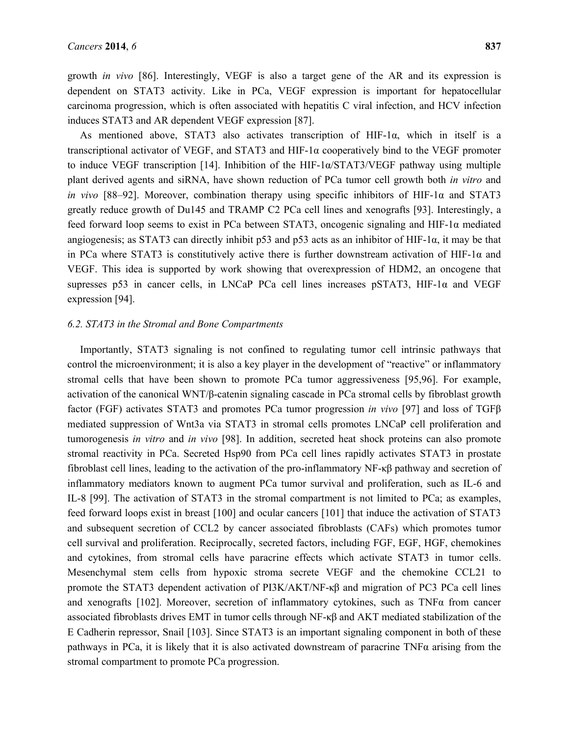growth *in vivo* [86]. Interestingly, VEGF is also a target gene of the AR and its expression is dependent on STAT3 activity. Like in PCa, VEGF expression is important for hepatocellular carcinoma progression, which is often associated with hepatitis C viral infection, and HCV infection induces STAT3 and AR dependent VEGF expression [87].

As mentioned above, STAT3 also activates transcription of HIF-1α, which in itself is a transcriptional activator of VEGF, and STAT3 and HIF-1α cooperatively bind to the VEGF promoter to induce VEGF transcription [14]. Inhibition of the HIF-1α/STAT3/VEGF pathway using multiple plant derived agents and siRNA, have shown reduction of PCa tumor cell growth both *in vitro* and *in vivo* [88–92]. Moreover, combination therapy using specific inhibitors of HIF-1α and STAT3 greatly reduce growth of Du145 and TRAMP C2 PCa cell lines and xenografts [93]. Interestingly, a feed forward loop seems to exist in PCa between STAT3, oncogenic signaling and HIF-1α mediated angiogenesis; as STAT3 can directly inhibit p53 and p53 acts as an inhibitor of HIF-1α, it may be that in PCa where STAT3 is constitutively active there is further downstream activation of HIF-1α and VEGF. This idea is supported by work showing that overexpression of HDM2, an oncogene that supresses p53 in cancer cells, in LNCaP PCa cell lines increases pSTAT3, HIF-1α and VEGF expression [94].

### *6.2. STAT3 in the Stromal and Bone Compartments*

Importantly, STAT3 signaling is not confined to regulating tumor cell intrinsic pathways that control the microenvironment; it is also a key player in the development of "reactive" or inflammatory stromal cells that have been shown to promote PCa tumor aggressiveness [95,96]. For example, activation of the canonical WNT/β-catenin signaling cascade in PCa stromal cells by fibroblast growth factor (FGF) activates STAT3 and promotes PCa tumor progression *in vivo* [97] and loss of TGFβ mediated suppression of Wnt3a via STAT3 in stromal cells promotes LNCaP cell proliferation and tumorogenesis *in vitro* and *in vivo* [98]. In addition, secreted heat shock proteins can also promote stromal reactivity in PCa. Secreted Hsp90 from PCa cell lines rapidly activates STAT3 in prostate fibroblast cell lines, leading to the activation of the pro-inflammatory NF-κβ pathway and secretion of inflammatory mediators known to augment PCa tumor survival and proliferation, such as IL-6 and IL-8 [99]. The activation of STAT3 in the stromal compartment is not limited to PCa; as examples, feed forward loops exist in breast [100] and ocular cancers [101] that induce the activation of STAT3 and subsequent secretion of CCL2 by cancer associated fibroblasts (CAFs) which promotes tumor cell survival and proliferation. Reciprocally, secreted factors, including FGF, EGF, HGF, chemokines and cytokines, from stromal cells have paracrine effects which activate STAT3 in tumor cells. Mesenchymal stem cells from hypoxic stroma secrete VEGF and the chemokine CCL21 to promote the STAT3 dependent activation of PI3K/AKT/NF-κβ and migration of PC3 PCa cell lines and xenografts [102]. Moreover, secretion of inflammatory cytokines, such as TNFα from cancer associated fibroblasts drives EMT in tumor cells through NF-κβ and AKT mediated stabilization of the E Cadherin repressor, Snail [103]. Since STAT3 is an important signaling component in both of these pathways in PCa, it is likely that it is also activated downstream of paracrine TNFα arising from the stromal compartment to promote PCa progression.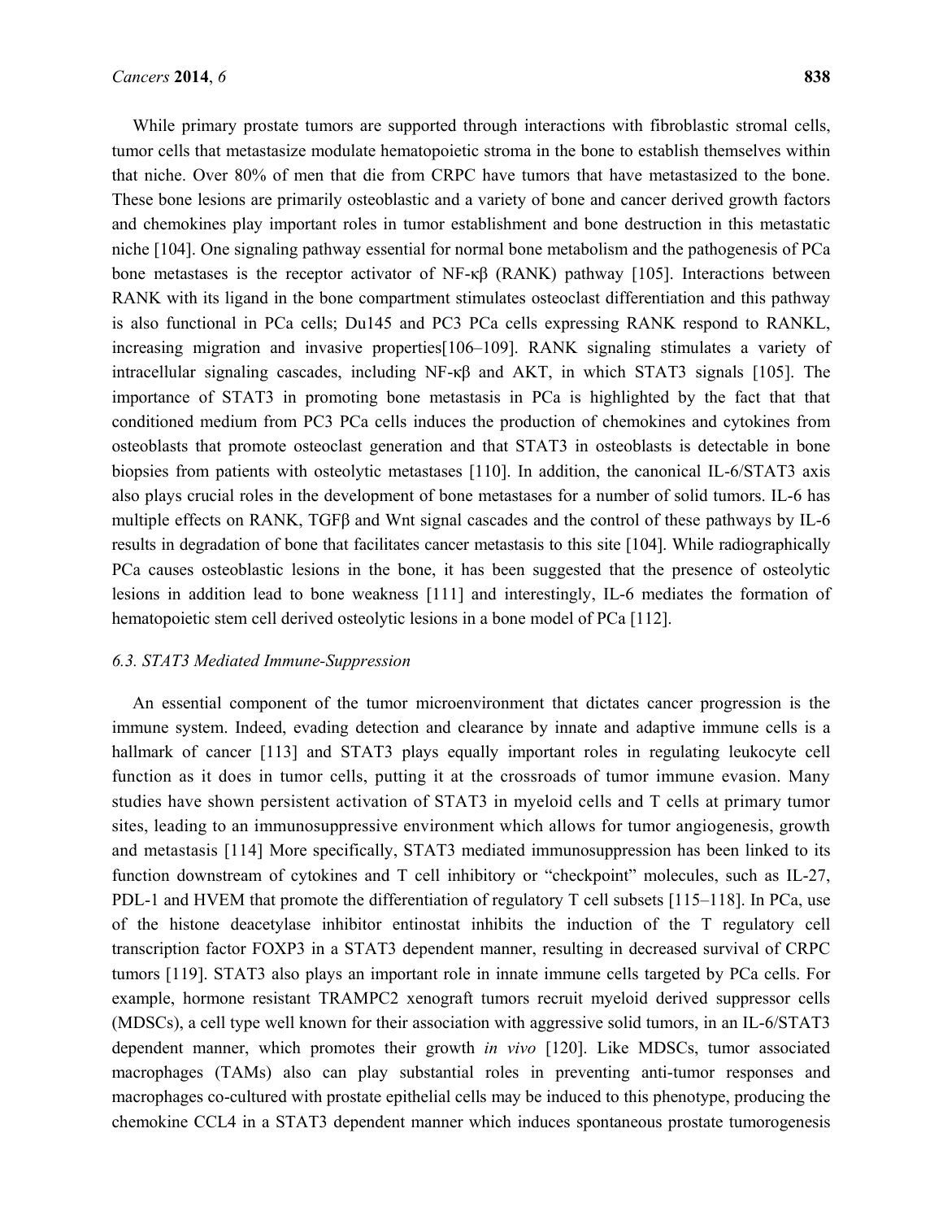While primary prostate tumors are supported through interactions with fibroblastic stromal cells, tumor cells that metastasize modulate hematopoietic stroma in the bone to establish themselves within that niche. Over 80% of men that die from CRPC have tumors that have metastasized to the bone. These bone lesions are primarily osteoblastic and a variety of bone and cancer derived growth factors and chemokines play important roles in tumor establishment and bone destruction in this metastatic niche [104]. One signaling pathway essential for normal bone metabolism and the pathogenesis of PCa bone metastases is the receptor activator of NF-κβ (RANK) pathway [105]. Interactions between RANK with its ligand in the bone compartment stimulates osteoclast differentiation and this pathway is also functional in PCa cells; Du145 and PC3 PCa cells expressing RANK respond to RANKL, increasing migration and invasive properties[106–109]. RANK signaling stimulates a variety of intracellular signaling cascades, including NF-κβ and AKT, in which STAT3 signals [105]. The importance of STAT3 in promoting bone metastasis in PCa is highlighted by the fact that that conditioned medium from PC3 PCa cells induces the production of chemokines and cytokines from osteoblasts that promote osteoclast generation and that STAT3 in osteoblasts is detectable in bone biopsies from patients with osteolytic metastases [110]. In addition, the canonical IL-6/STAT3 axis also plays crucial roles in the development of bone metastases for a number of solid tumors. IL-6 has multiple effects on RANK, TGFβ and Wnt signal cascades and the control of these pathways by IL-6 results in degradation of bone that facilitates cancer metastasis to this site [104]. While radiographically PCa causes osteoblastic lesions in the bone, it has been suggested that the presence of osteolytic lesions in addition lead to bone weakness [111] and interestingly, IL-6 mediates the formation of hematopoietic stem cell derived osteolytic lesions in a bone model of PCa [112].

### *6.3. STAT3 Mediated Immune-Suppression*

An essential component of the tumor microenvironment that dictates cancer progression is the immune system. Indeed, evading detection and clearance by innate and adaptive immune cells is a hallmark of cancer [113] and STAT3 plays equally important roles in regulating leukocyte cell function as it does in tumor cells, putting it at the crossroads of tumor immune evasion. Many studies have shown persistent activation of STAT3 in myeloid cells and T cells at primary tumor sites, leading to an immunosuppressive environment which allows for tumor angiogenesis, growth and metastasis [114] More specifically, STAT3 mediated immunosuppression has been linked to its function downstream of cytokines and T cell inhibitory or "checkpoint" molecules, such as IL-27, PDL-1 and HVEM that promote the differentiation of regulatory T cell subsets [115–118]. In PCa, use of the histone deacetylase inhibitor entinostat inhibits the induction of the T regulatory cell transcription factor FOXP3 in a STAT3 dependent manner, resulting in decreased survival of CRPC tumors [119]. STAT3 also plays an important role in innate immune cells targeted by PCa cells. For example, hormone resistant TRAMPC2 xenograft tumors recruit myeloid derived suppressor cells (MDSCs), a cell type well known for their association with aggressive solid tumors, in an IL-6/STAT3 dependent manner, which promotes their growth *in vivo* [120]. Like MDSCs, tumor associated macrophages (TAMs) also can play substantial roles in preventing anti-tumor responses and macrophages co-cultured with prostate epithelial cells may be induced to this phenotype, producing the chemokine CCL4 in a STAT3 dependent manner which induces spontaneous prostate tumorogenesis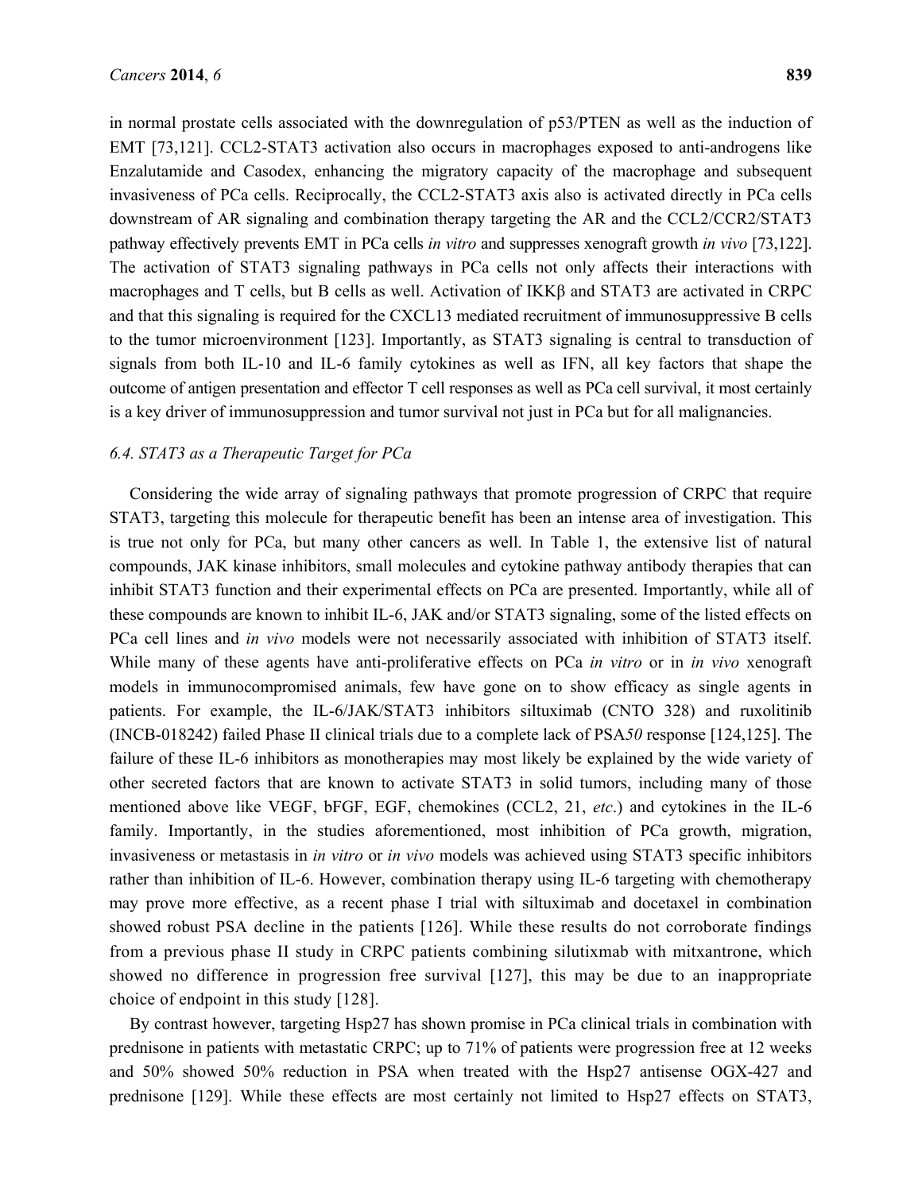in normal prostate cells associated with the downregulation of p53/PTEN as well as the induction of EMT [73,121]. CCL2-STAT3 activation also occurs in macrophages exposed to anti-androgens like Enzalutamide and Casodex, enhancing the migratory capacity of the macrophage and subsequent invasiveness of PCa cells. Reciprocally, the CCL2-STAT3 axis also is activated directly in PCa cells downstream of AR signaling and combination therapy targeting the AR and the CCL2/CCR2/STAT3 pathway effectively prevents EMT in PCa cells *in vitro* and suppresses xenograft growth *in vivo* [73,122]. The activation of STAT3 signaling pathways in PCa cells not only affects their interactions with macrophages and T cells, but B cells as well. Activation of IKKβ and STAT3 are activated in CRPC and that this signaling is required for the CXCL13 mediated recruitment of immunosuppressive B cells to the tumor microenvironment [123]. Importantly, as STAT3 signaling is central to transduction of signals from both IL-10 and IL-6 family cytokines as well as IFN, all key factors that shape the outcome of antigen presentation and effector T cell responses as well as PCa cell survival, it most certainly is a key driver of immunosuppression and tumor survival not just in PCa but for all malignancies.

### *6.4. STAT3 as a Therapeutic Target for PCa*

Considering the wide array of signaling pathways that promote progression of CRPC that require STAT3, targeting this molecule for therapeutic benefit has been an intense area of investigation. This is true not only for PCa, but many other cancers as well. In Table 1, the extensive list of natural compounds, JAK kinase inhibitors, small molecules and cytokine pathway antibody therapies that can inhibit STAT3 function and their experimental effects on PCa are presented. Importantly, while all of these compounds are known to inhibit IL-6, JAK and/or STAT3 signaling, some of the listed effects on PCa cell lines and *in vivo* models were not necessarily associated with inhibition of STAT3 itself. While many of these agents have anti-proliferative effects on PCa *in vitro* or in *in vivo* xenograft models in immunocompromised animals, few have gone on to show efficacy as single agents in patients. For example, the IL-6/JAK/STAT3 inhibitors siltuximab (CNTO 328) and ruxolitinib (INCB-018242) failed Phase II clinical trials due to a complete lack of PSA*50* response [124,125]. The failure of these IL-6 inhibitors as monotherapies may most likely be explained by the wide variety of other secreted factors that are known to activate STAT3 in solid tumors, including many of those mentioned above like VEGF, bFGF, EGF, chemokines (CCL2, 21, *etc.*) and cytokines in the IL-6 family. Importantly, in the studies aforementioned, most inhibition of PCa growth, migration, invasiveness or metastasis in *in vitro* or *in vivo* models was achieved using STAT3 specific inhibitors rather than inhibition of IL-6. However, combination therapy using IL-6 targeting with chemotherapy may prove more effective, as a recent phase I trial with siltuximab and docetaxel in combination showed robust PSA decline in the patients [126]. While these results do not corroborate findings from a previous phase II study in CRPC patients combining silutixmab with mitxantrone, which showed no difference in progression free survival [127], this may be due to an inappropriate choice of endpoint in this study [128].

By contrast however, targeting Hsp27 has shown promise in PCa clinical trials in combination with prednisone in patients with metastatic CRPC; up to 71% of patients were progression free at 12 weeks and 50% showed 50% reduction in PSA when treated with the Hsp27 antisense OGX-427 and prednisone [129]. While these effects are most certainly not limited to Hsp27 effects on STAT3,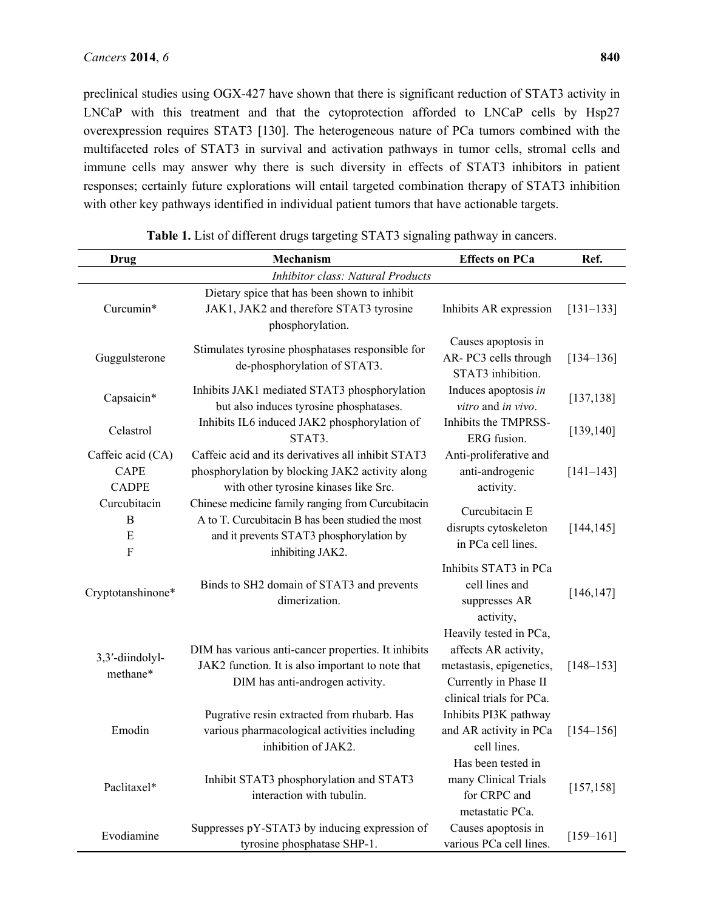preclinical studies using OGX-427 have shown that there is significant reduction of STAT3 activity in LNCaP with this treatment and that the cytoprotection afforded to LNCaP cells by Hsp27 overexpression requires STAT3 [130]. The heterogeneous nature of PCa tumors combined with the multifaceted roles of STAT3 in survival and activation pathways in tumor cells, stromal cells and immune cells may answer why there is such diversity in effects of STAT3 inhibitors in patient responses; certainly future explorations will entail targeted combination therapy of STAT3 inhibition with other key pathways identified in individual patient tumors that have actionable targets.

**Table 1.** List of different drugs targeting STAT3 signaling pathway in cancers.

| Drug | Mechanism | Effects on PCa | Ref. |
|---|---|---|---|
| | *Inhibitor class: Natural Products* | | |
| Curcumin* | Dietary spice that has been shown to inhibit JAK1, JAK2 and therefore STAT3 tyrosine phosphorylation. | Inhibits AR expression | [131–133] |
| Guggulsterone | Stimulates tyrosine phosphatases responsible for de-phosphorylation of STAT3. | Causes apoptosis in AR- PC3 cells through STAT3 inhibition. | [134–136] |
| Capsaicin* | Inhibits JAK1 mediated STAT3 phosphorylation but also induces tyrosine phosphatases. | Induces apoptosis *in vitro* and *in vivo*. | [137,138] |
| Celastrol | Inhibits IL6 induced JAK2 phosphorylation of STAT3. | Inhibits the TMPRSS-ERG fusion. | [139,140] |
| Caffeic acid (CA) CAPE CADPE | Caffeic acid and its derivatives all inhibit STAT3 phosphorylation by blocking JAK2 activity along with other tyrosine kinases like Src. | Anti-proliferative and anti-androgenic activity. | [141–143] |
| Curcubitacin B E F | Chinese medicine family ranging from Curcubitacin A to T. Curcubitacin B has been studied the most and it prevents STAT3 phosphorylation by inhibiting JAK2. | Curcubitacin E disrupts cytoskeleton in PCa cell lines. | [144,145] |
| Cryptotanshinone* | Binds to SH2 domain of STAT3 and prevents dimerization. | Inhibits STAT3 in PCa cell lines and suppresses AR activity, | [146,147] |
| 3,3′-diindolyl-methane* | DIM has various anti-cancer properties. It inhibits JAK2 function. It is also important to note that DIM has anti-androgen activity. | Heavily tested in PCa, affects AR activity, metastasis, epigenetics, Currently in Phase II clinical trials for PCa. | [148–153] |
| Emodin | Pugrative resin extracted from rhubarb. Has various pharmacological activities including inhibition of JAK2. | Inhibits PI3K pathway and AR activity in PCa cell lines. | [154–156] |
| Paclitaxel* | Inhibit STAT3 phosphorylation and STAT3 interaction with tubulin. | Has been tested in many Clinical Trials for CRPC and metastatic PCa. | [157,158] |
| Evodiamine | Suppresses pY-STAT3 by inducing expression of tyrosine phosphatase SHP-1. | Causes apoptosis in various PCa cell lines. | [159–161] |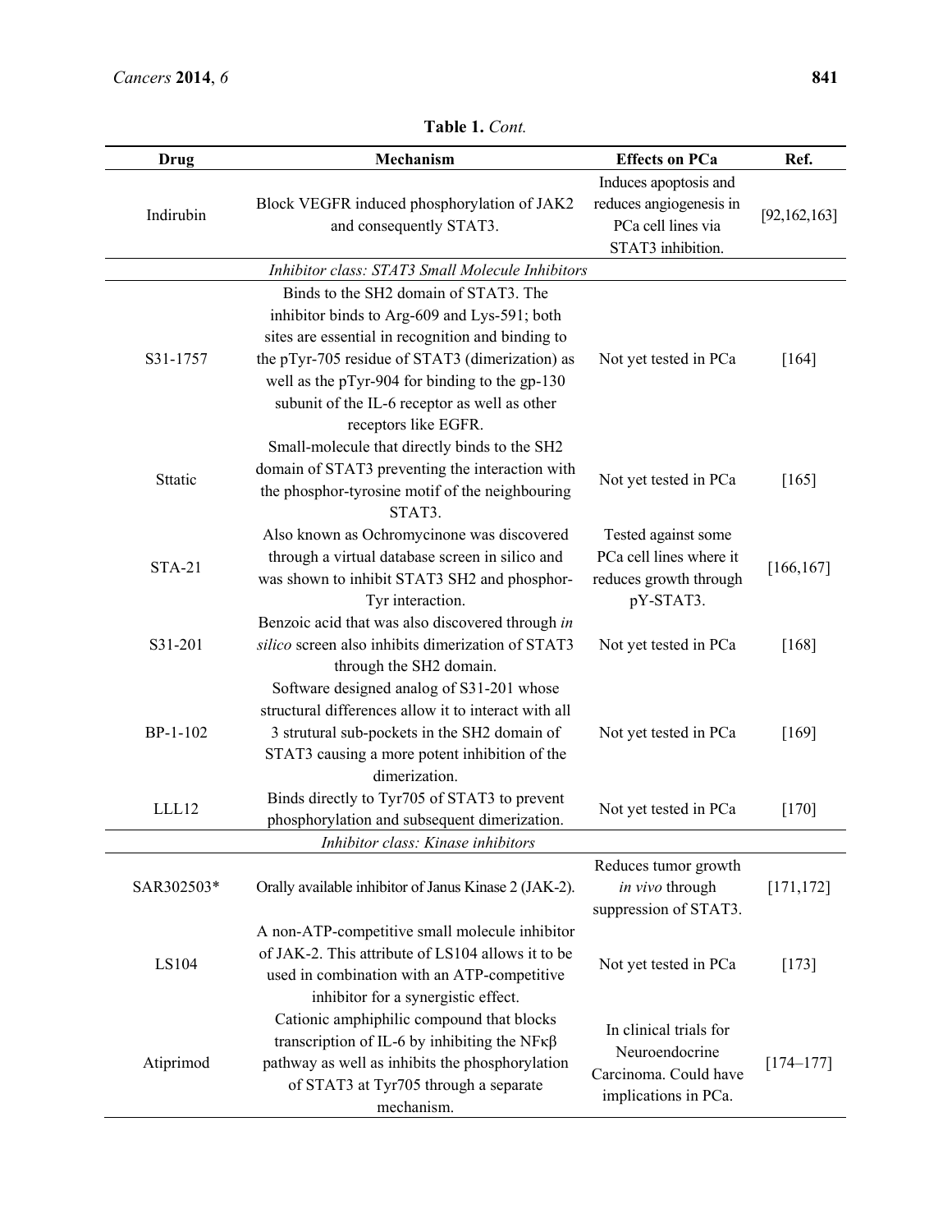**Table 1.** *Cont.*

| Drug | Mechanism | Effects on PCa | Ref. |
|---|---|---|---|
| Indirubin | Block VEGFR induced phosphorylation of JAK2 and consequently STAT3. | Induces apoptosis and reduces angiogenesis in PCa cell lines via STAT3 inhibition. | [92,162,163] |
| *Inhibitor class: STAT3 Small Molecule Inhibitors* | | | |
| S31-1757 | Binds to the SH2 domain of STAT3. The inhibitor binds to Arg-609 and Lys-591; both sites are essential in recognition and binding to the pTyr-705 residue of STAT3 (dimerization) as well as the pTyr-904 for binding to the gp-130 subunit of the IL-6 receptor as well as other receptors like EGFR. | Not yet tested in PCa | [164] |
| Sttatic | Small-molecule that directly binds to the SH2 domain of STAT3 preventing the interaction with the phosphor-tyrosine motif of the neighbouring STAT3. | Not yet tested in PCa | [165] |
| STA-21 | Also known as Ochromycinone was discovered through a virtual database screen in silico and was shown to inhibit STAT3 SH2 and phosphor-Tyr interaction. | Tested against some PCa cell lines where it reduces growth through pY-STAT3. | [166,167] |
| S31-201 | Benzoic acid that was also discovered through *in silico* screen also inhibits dimerization of STAT3 through the SH2 domain. | Not yet tested in PCa | [168] |
| BP-1-102 | Software designed analog of S31-201 whose structural differences allow it to interact with all 3 strutural sub-pockets in the SH2 domain of STAT3 causing a more potent inhibition of the dimerization. | Not yet tested in PCa | [169] |
| LLL12 | Binds directly to Tyr705 of STAT3 to prevent phosphorylation and subsequent dimerization. | Not yet tested in PCa | [170] |
| *Inhibitor class: Kinase inhibitors* | | | |
| SAR302503* | Orally available inhibitor of Janus Kinase 2 (JAK-2). | Reduces tumor growth *in vivo* through suppression of STAT3. | [171,172] |
| LS104 | A non-ATP-competitive small molecule inhibitor of JAK-2. This attribute of LS104 allows it to be used in combination with an ATP-competitive inhibitor for a synergistic effect. | Not yet tested in PCa | [173] |
| Atiprimod | Cationic amphiphilic compound that blocks transcription of IL-6 by inhibiting the NFκβ pathway as well as inhibits the phosphorylation of STAT3 at Tyr705 through a separate mechanism. | In clinical trials for Neuroendocrine Carcinoma. Could have implications in PCa. | [174–177] |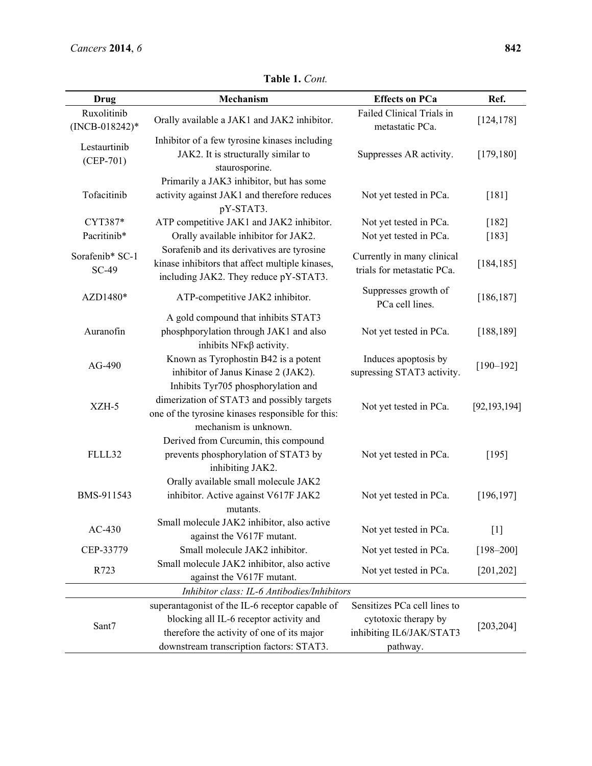**Table 1.** *Cont.*

| Drug | Mechanism | Effects on PCa | Ref. |
|---|---|---|---|
| Ruxolitinib (INCB-018242)* | Orally available a JAK1 and JAK2 inhibitor. | Failed Clinical Trials in metastatic PCa. | [124,178] |
| Lestaurtinib (CEP-701) | Inhibitor of a few tyrosine kinases including JAK2. It is structurally similar to staurosporine. | Suppresses AR activity. | [179,180] |
| Tofacitinib | Primarily a JAK3 inhibitor, but has some activity against JAK1 and therefore reduces pY-STAT3. | Not yet tested in PCa. | [181] |
| CYT387* | ATP competitive JAK1 and JAK2 inhibitor. | Not yet tested in PCa. | [182] |
| Pacritinib* | Orally available inhibitor for JAK2. | Not yet tested in PCa. | [183] |
| Sorafenib* SC-1 SC-49 | Sorafenib and its derivatives are tyrosine kinase inhibitors that affect multiple kinases, including JAK2. They reduce pY-STAT3. | Currently in many clinical trials for metastatic PCa. | [184,185] |
| AZD1480* | ATP-competitive JAK2 inhibitor. | Suppresses growth of PCa cell lines. | [186,187] |
| Auranofin | A gold compound that inhibits STAT3 phosphporylation through JAK1 and also inhibits NFκβ activity. | Not yet tested in PCa. | [188,189] |
| AG-490 | Known as Tyrophostin B42 is a potent inhibitor of Janus Kinase 2 (JAK2). | Induces apoptosis by supressing STAT3 activity. | [190–192] |
| XZH-5 | Inhibits Tyr705 phosphorylation and dimerization of STAT3 and possibly targets one of the tyrosine kinases responsible for this: mechanism is unknown. | Not yet tested in PCa. | [92,193,194] |
| FLLL32 | Derived from Curcumin, this compound prevents phosphorylation of STAT3 by inhibiting JAK2. | Not yet tested in PCa. | [195] |
| BMS-911543 | Orally available small molecule JAK2 inhibitor. Active against V617F JAK2 mutants. | Not yet tested in PCa. | [196,197] |
| AC-430 | Small molecule JAK2 inhibitor, also active against the V617F mutant. | Not yet tested in PCa. | [1] |
| CEP-33779 | Small molecule JAK2 inhibitor. | Not yet tested in PCa. | [198–200] |
| R723 | Small molecule JAK2 inhibitor, also active against the V617F mutant. | Not yet tested in PCa. | [201,202] |
| *Inhibitor class: IL-6 Antibodies/Inhibitors* | | | |
| Sant7 | superantagonist of the IL-6 receptor capable of blocking all IL-6 receptor activity and therefore the activity of one of its major downstream transcription factors: STAT3. | Sensitizes PCa cell lines to cytotoxic therapy by inhibiting IL6/JAK/STAT3 pathway. | [203,204] |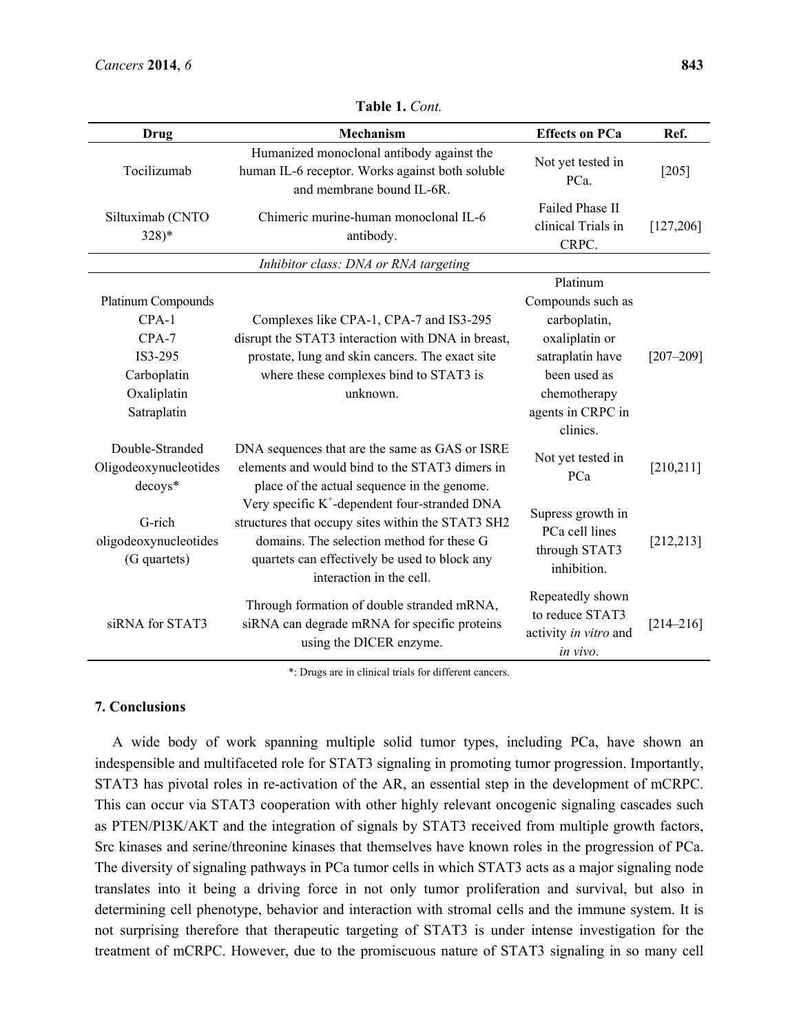**Table 1.** *Cont.*

| Drug | Mechanism | Effects on PCa | Ref. |
| --- | --- | --- | --- |
| Tocilizumab | Humanized monoclonal antibody against the human IL-6 receptor. Works against both soluble and membrane bound IL-6R. | Not yet tested in PCa. | [205] |
| Siltuximab (CNTO 328)* | Chimeric murine-human monoclonal IL-6 antibody. | Failed Phase II clinical Trials in CRPC. | [127,206] |
| *Inhibitor class: DNA or RNA targeting* | | | |
| Platinum Compounds CPA-1 CPA-7 IS3-295 Carboplatin Oxaliplatin Satraplatin | Complexes like CPA-1, CPA-7 and IS3-295 disrupt the STAT3 interaction with DNA in breast, prostate, lung and skin cancers. The exact site where these complexes bind to STAT3 is unknown. | Platinum Compounds such as carboplatin, oxaliplatin or satraplatin have been used as chemotherapy agents in CRPC in clinics. | [207–209] |
| Double-Stranded Oligodeoxynucleotides decoys* | DNA sequences that are the same as GAS or ISRE elements and would bind to the STAT3 dimers in place of the actual sequence in the genome. | Not yet tested in PCa | [210,211] |
| G-rich oligodeoxynucleotides (G quartets) | Very specific $K^+$-dependent four-stranded DNA structures that occupy sites within the STAT3 SH2 domains. The selection method for these G quartets can effectively be used to block any interaction in the cell. | Supress growth in PCa cell lines through STAT3 inhibition. | [212,213] |
| siRNA for STAT3 | Through formation of double stranded mRNA, siRNA can degrade mRNA for specific proteins using the DICER enzyme. | Repeatedly shown to reduce STAT3 activity *in vitro* and *in vivo*. | [214–216] |

*: Drugs are in clinical trials for different cancers.

## 7. Conclusions

A wide body of work spanning multiple solid tumor types, including PCa, have shown an indespensible and multifaceted role for STAT3 signaling in promoting tumor progression. Importantly, STAT3 has pivotal roles in re-activation of the AR, an essential step in the development of mCRPC. This can occur via STAT3 cooperation with other highly relevant oncogenic signaling cascades such as PTEN/PI3K/AKT and the integration of signals by STAT3 received from multiple growth factors, Src kinases and serine/threonine kinases that themselves have known roles in the progression of PCa. The diversity of signaling pathways in PCa tumor cells in which STAT3 acts as a major signaling node translates into it being a driving force in not only tumor proliferation and survival, but also in determining cell phenotype, behavior and interaction with stromal cells and the immune system. It is not surprising therefore that therapeutic targeting of STAT3 is under intense investigation for the treatment of mCRPC. However, due to the promiscuous nature of STAT3 signaling in so many cell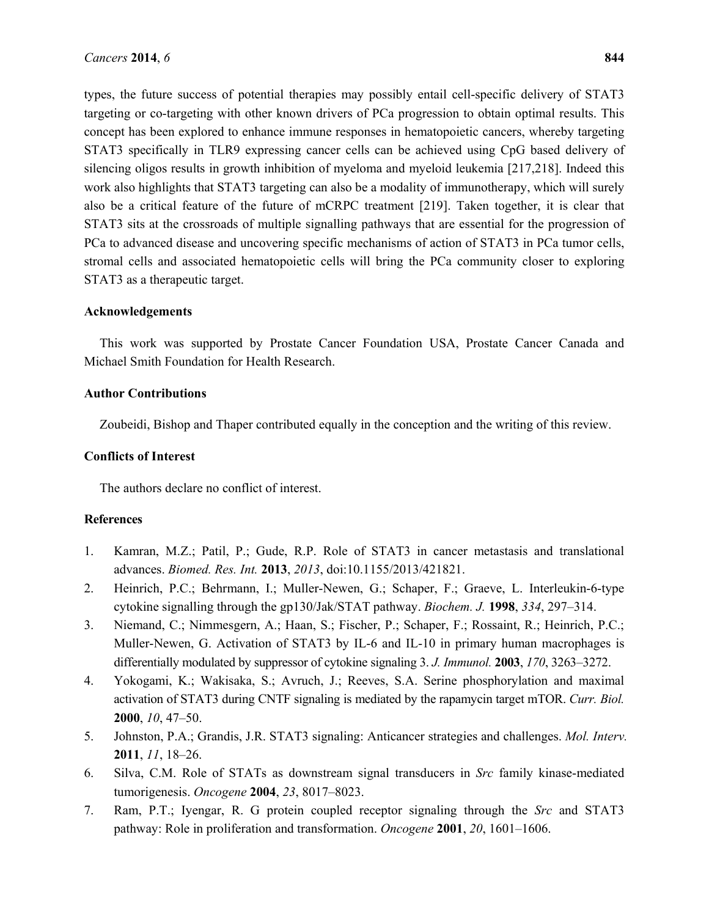types, the future success of potential therapies may possibly entail cell-specific delivery of STAT3 targeting or co-targeting with other known drivers of PCa progression to obtain optimal results. This concept has been explored to enhance immune responses in hematopoietic cancers, whereby targeting STAT3 specifically in TLR9 expressing cancer cells can be achieved using CpG based delivery of silencing oligos results in growth inhibition of myeloma and myeloid leukemia [217,218]. Indeed this work also highlights that STAT3 targeting can also be a modality of immunotherapy, which will surely also be a critical feature of the future of mCRPC treatment [219]. Taken together, it is clear that STAT3 sits at the crossroads of multiple signalling pathways that are essential for the progression of PCa to advanced disease and uncovering specific mechanisms of action of STAT3 in PCa tumor cells, stromal cells and associated hematopoietic cells will bring the PCa community closer to exploring STAT3 as a therapeutic target.

## Acknowledgements

This work was supported by Prostate Cancer Foundation USA, Prostate Cancer Canada and Michael Smith Foundation for Health Research.

## Author Contributions

Zoubeidi, Bishop and Thaper contributed equally in the conception and the writing of this review.

## Conflicts of Interest

The authors declare no conflict of interest.

## References

1. Kamran, M.Z.; Patil, P.; Gude, R.P. Role of STAT3 in cancer metastasis and translational advances. *Biomed. Res. Int.* **2013**, *2013*, doi:10.1155/2013/421821.
2. Heinrich, P.C.; Behrmann, I.; Muller-Newen, G.; Schaper, F.; Graeve, L. Interleukin-6-type cytokine signalling through the gp130/Jak/STAT pathway. *Biochem. J.* **1998**, *334*, 297–314.
3. Niemand, C.; Nimmesgern, A.; Haan, S.; Fischer, P.; Schaper, F.; Rossaint, R.; Heinrich, P.C.; Muller-Newen, G. Activation of STAT3 by IL-6 and IL-10 in primary human macrophages is differentially modulated by suppressor of cytokine signaling 3. *J. Immunol.* **2003**, *170*, 3263–3272.
4. Yokogami, K.; Wakisaka, S.; Avruch, J.; Reeves, S.A. Serine phosphorylation and maximal activation of STAT3 during CNTF signaling is mediated by the rapamycin target mTOR. *Curr. Biol.* **2000**, *10*, 47–50.
5. Johnston, P.A.; Grandis, J.R. STAT3 signaling: Anticancer strategies and challenges. *Mol. Interv.* **2011**, *11*, 18–26.
6. Silva, C.M. Role of STATs as downstream signal transducers in *Src* family kinase-mediated tumorigenesis. *Oncogene* **2004**, *23*, 8017–8023.
7. Ram, P.T.; Iyengar, R. G protein coupled receptor signaling through the *Src* and STAT3 pathway: Role in proliferation and transformation. *Oncogene* **2001**, *20*, 1601–1606.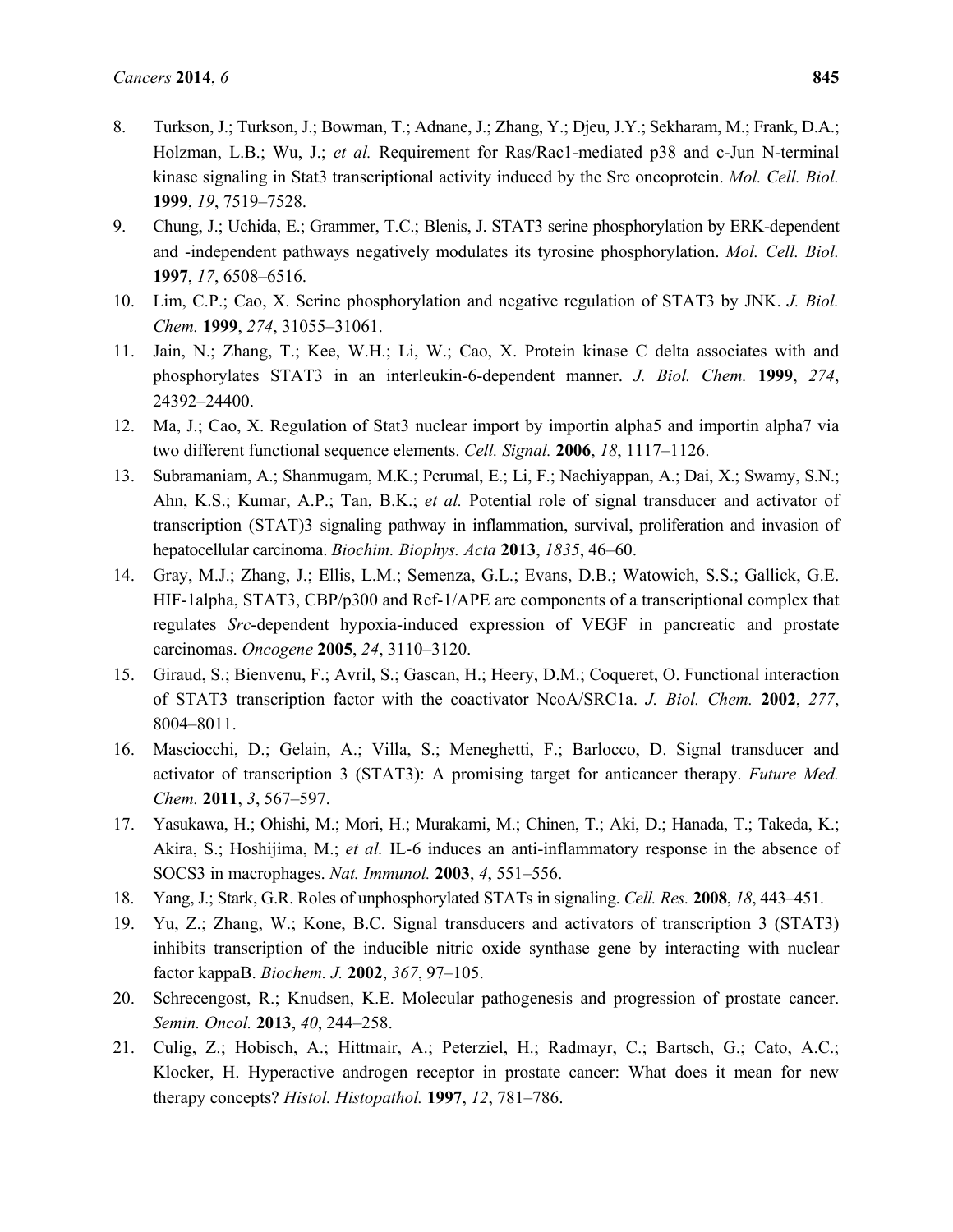8. Turkson, J.; Turkson, J.; Bowman, T.; Adnane, J.; Zhang, Y.; Djeu, J.Y.; Sekharam, M.; Frank, D.A.; Holzman, L.B.; Wu, J.; *et al.* Requirement for Ras/Rac1-mediated p38 and c-Jun N-terminal kinase signaling in Stat3 transcriptional activity induced by the Src oncoprotein. *Mol. Cell. Biol.* **1999**, *19*, 7519–7528.
9. Chung, J.; Uchida, E.; Grammer, T.C.; Blenis, J. STAT3 serine phosphorylation by ERK-dependent and -independent pathways negatively modulates its tyrosine phosphorylation. *Mol. Cell. Biol.* **1997**, *17*, 6508–6516.
10. Lim, C.P.; Cao, X. Serine phosphorylation and negative regulation of STAT3 by JNK. *J. Biol. Chem.* **1999**, *274*, 31055–31061.
11. Jain, N.; Zhang, T.; Kee, W.H.; Li, W.; Cao, X. Protein kinase C delta associates with and phosphorylates STAT3 in an interleukin-6-dependent manner. *J. Biol. Chem.* **1999**, *274*, 24392–24400.
12. Ma, J.; Cao, X. Regulation of Stat3 nuclear import by importin alpha5 and importin alpha7 via two different functional sequence elements. *Cell. Signal.* **2006**, *18*, 1117–1126.
13. Subramaniam, A.; Shanmugam, M.K.; Perumal, E.; Li, F.; Nachiyappan, A.; Dai, X.; Swamy, S.N.; Ahn, K.S.; Kumar, A.P.; Tan, B.K.; *et al.* Potential role of signal transducer and activator of transcription (STAT)3 signaling pathway in inflammation, survival, proliferation and invasion of hepatocellular carcinoma. *Biochim. Biophys. Acta* **2013**, *1835*, 46–60.
14. Gray, M.J.; Zhang, J.; Ellis, L.M.; Semenza, G.L.; Evans, D.B.; Watowich, S.S.; Gallick, G.E. HIF-1alpha, STAT3, CBP/p300 and Ref-1/APE are components of a transcriptional complex that regulates *Src*-dependent hypoxia-induced expression of VEGF in pancreatic and prostate carcinomas. *Oncogene* **2005**, *24*, 3110–3120.
15. Giraud, S.; Bienvenu, F.; Avril, S.; Gascan, H.; Heery, D.M.; Coqueret, O. Functional interaction of STAT3 transcription factor with the coactivator NcoA/SRC1a. *J. Biol. Chem.* **2002**, *277*, 8004–8011.
16. Masciocchi, D.; Gelain, A.; Villa, S.; Meneghetti, F.; Barlocco, D. Signal transducer and activator of transcription 3 (STAT3): A promising target for anticancer therapy. *Future Med. Chem.* **2011**, *3*, 567–597.
17. Yasukawa, H.; Ohishi, M.; Mori, H.; Murakami, M.; Chinen, T.; Aki, D.; Hanada, T.; Takeda, K.; Akira, S.; Hoshijima, M.; *et al.* IL-6 induces an anti-inflammatory response in the absence of SOCS3 in macrophages. *Nat. Immunol.* **2003**, *4*, 551–556.
18. Yang, J.; Stark, G.R. Roles of unphosphorylated STATs in signaling. *Cell. Res.* **2008**, *18*, 443–451.
19. Yu, Z.; Zhang, W.; Kone, B.C. Signal transducers and activators of transcription 3 (STAT3) inhibits transcription of the inducible nitric oxide synthase gene by interacting with nuclear factor kappaB. *Biochem. J.* **2002**, *367*, 97–105.
20. Schrecengost, R.; Knudsen, K.E. Molecular pathogenesis and progression of prostate cancer. *Semin. Oncol.* **2013**, *40*, 244–258.
21. Culig, Z.; Hobisch, A.; Hittmair, A.; Peterziel, H.; Radmayr, C.; Bartsch, G.; Cato, A.C.; Klocker, H. Hyperactive androgen receptor in prostate cancer: What does it mean for new therapy concepts? *Histol. Histopathol.* **1997**, *12*, 781–786.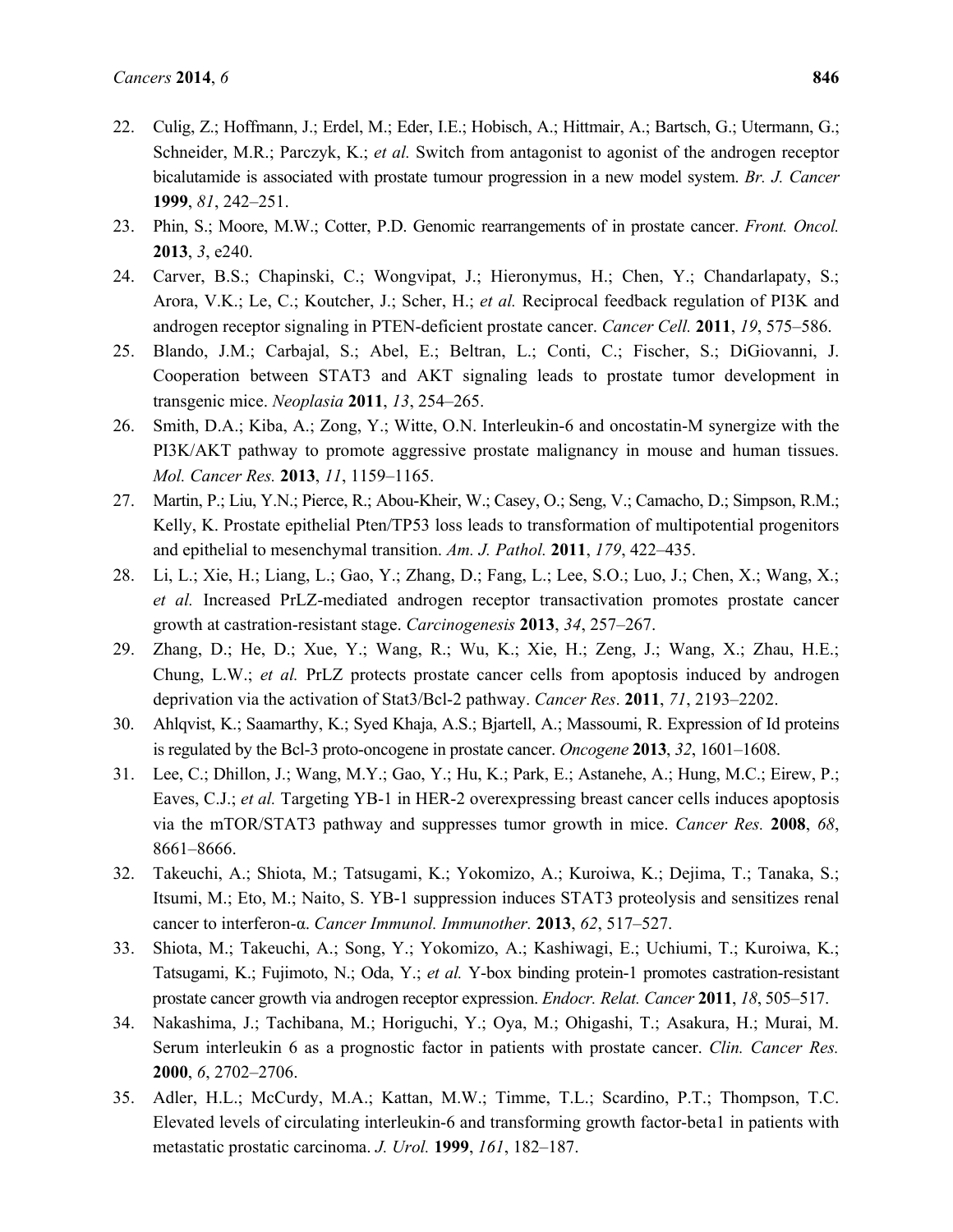22. Culig, Z.; Hoffmann, J.; Erdel, M.; Eder, I.E.; Hobisch, A.; Hittmair, A.; Bartsch, G.; Utermann, G.; Schneider, M.R.; Parczyk, K.; *et al.* Switch from antagonist to agonist of the androgen receptor bicalutamide is associated with prostate tumour progression in a new model system. *Br. J. Cancer* **1999**, *81*, 242–251.
23. Phin, S.; Moore, M.W.; Cotter, P.D. Genomic rearrangements of in prostate cancer. *Front. Oncol.* **2013**, *3*, e240.
24. Carver, B.S.; Chapinski, C.; Wongvipat, J.; Hieronymus, H.; Chen, Y.; Chandarlapaty, S.; Arora, V.K.; Le, C.; Koutcher, J.; Scher, H.; *et al.* Reciprocal feedback regulation of PI3K and androgen receptor signaling in PTEN-deficient prostate cancer. *Cancer Cell.* **2011**, *19*, 575–586.
25. Blando, J.M.; Carbajal, S.; Abel, E.; Beltran, L.; Conti, C.; Fischer, S.; DiGiovanni, J. Cooperation between STAT3 and AKT signaling leads to prostate tumor development in transgenic mice. *Neoplasia* **2011**, *13*, 254–265.
26. Smith, D.A.; Kiba, A.; Zong, Y.; Witte, O.N. Interleukin-6 and oncostatin-M synergize with the PI3K/AKT pathway to promote aggressive prostate malignancy in mouse and human tissues. *Mol. Cancer Res.* **2013**, *11*, 1159–1165.
27. Martin, P.; Liu, Y.N.; Pierce, R.; Abou-Kheir, W.; Casey, O.; Seng, V.; Camacho, D.; Simpson, R.M.; Kelly, K. Prostate epithelial Pten/TP53 loss leads to transformation of multipotential progenitors and epithelial to mesenchymal transition. *Am. J. Pathol.* **2011**, *179*, 422–435.
28. Li, L.; Xie, H.; Liang, L.; Gao, Y.; Zhang, D.; Fang, L.; Lee, S.O.; Luo, J.; Chen, X.; Wang, X.; *et al.* Increased PrLZ-mediated androgen receptor transactivation promotes prostate cancer growth at castration-resistant stage. *Carcinogenesis* **2013**, *34*, 257–267.
29. Zhang, D.; He, D.; Xue, Y.; Wang, R.; Wu, K.; Xie, H.; Zeng, J.; Wang, X.; Zhau, H.E.; Chung, L.W.; *et al.* PrLZ protects prostate cancer cells from apoptosis induced by androgen deprivation via the activation of Stat3/Bcl-2 pathway. *Cancer Res*. **2011**, *71*, 2193–2202.
30. Ahlqvist, K.; Saamarthy, K.; Syed Khaja, A.S.; Bjartell, A.; Massoumi, R. Expression of Id proteins is regulated by the Bcl-3 proto-oncogene in prostate cancer. *Oncogene* **2013**, *32*, 1601–1608.
31. Lee, C.; Dhillon, J.; Wang, M.Y.; Gao, Y.; Hu, K.; Park, E.; Astanehe, A.; Hung, M.C.; Eirew, P.; Eaves, C.J.; *et al.* Targeting YB-1 in HER-2 overexpressing breast cancer cells induces apoptosis via the mTOR/STAT3 pathway and suppresses tumor growth in mice. *Cancer Res.* **2008**, *68*, 8661–8666.
32. Takeuchi, A.; Shiota, M.; Tatsugami, K.; Yokomizo, A.; Kuroiwa, K.; Dejima, T.; Tanaka, S.; Itsumi, M.; Eto, M.; Naito, S. YB-1 suppression induces STAT3 proteolysis and sensitizes renal cancer to interferon-α. *Cancer Immunol. Immunother.* **2013**, *62*, 517–527.
33. Shiota, M.; Takeuchi, A.; Song, Y.; Yokomizo, A.; Kashiwagi, E.; Uchiumi, T.; Kuroiwa, K.; Tatsugami, K.; Fujimoto, N.; Oda, Y.; *et al.* Y-box binding protein-1 promotes castration-resistant prostate cancer growth via androgen receptor expression. *Endocr. Relat. Cancer* **2011**, *18*, 505–517.
34. Nakashima, J.; Tachibana, M.; Horiguchi, Y.; Oya, M.; Ohigashi, T.; Asakura, H.; Murai, M. Serum interleukin 6 as a prognostic factor in patients with prostate cancer. *Clin. Cancer Res.* **2000**, *6*, 2702–2706.
35. Adler, H.L.; McCurdy, M.A.; Kattan, M.W.; Timme, T.L.; Scardino, P.T.; Thompson, T.C. Elevated levels of circulating interleukin-6 and transforming growth factor-beta1 in patients with metastatic prostatic carcinoma. *J. Urol.* **1999**, *161*, 182–187.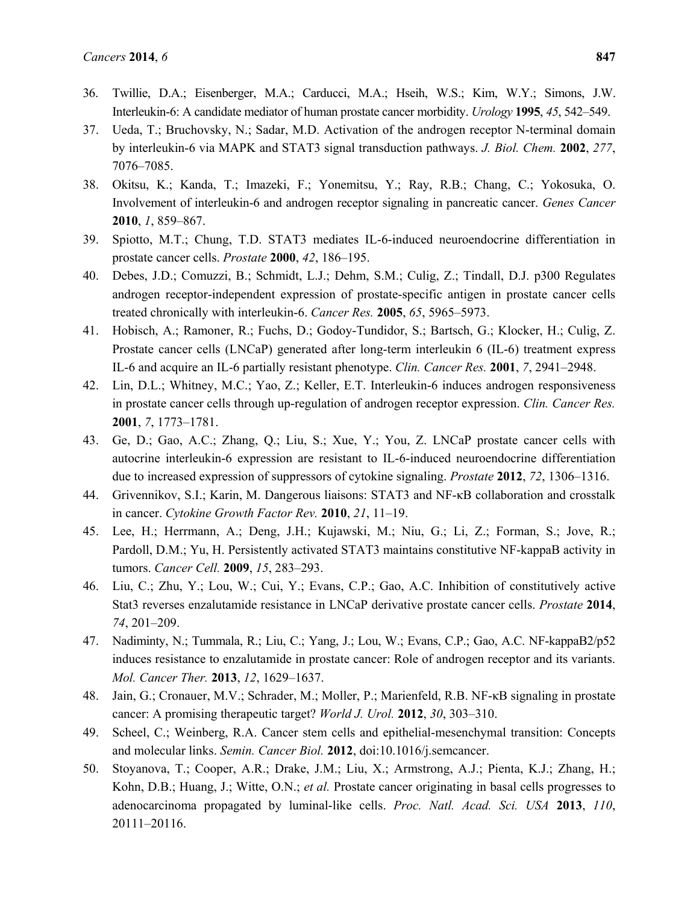36. Twillie, D.A.; Eisenberger, M.A.; Carducci, M.A.; Hseih, W.S.; Kim, W.Y.; Simons, J.W. Interleukin-6: A candidate mediator of human prostate cancer morbidity. *Urology* **1995**, *45*, 542–549.
37. Ueda, T.; Bruchovsky, N.; Sadar, M.D. Activation of the androgen receptor N-terminal domain by interleukin-6 via MAPK and STAT3 signal transduction pathways. *J. Biol. Chem.* **2002**, *277*, 7076–7085.
38. Okitsu, K.; Kanda, T.; Imazeki, F.; Yonemitsu, Y.; Ray, R.B.; Chang, C.; Yokosuka, O. Involvement of interleukin-6 and androgen receptor signaling in pancreatic cancer. *Genes Cancer* **2010**, *1*, 859–867.
39. Spiotto, M.T.; Chung, T.D. STAT3 mediates IL-6-induced neuroendocrine differentiation in prostate cancer cells. *Prostate* **2000**, *42*, 186–195.
40. Debes, J.D.; Comuzzi, B.; Schmidt, L.J.; Dehm, S.M.; Culig, Z.; Tindall, D.J. p300 Regulates androgen receptor-independent expression of prostate-specific antigen in prostate cancer cells treated chronically with interleukin-6. *Cancer Res.* **2005**, *65*, 5965–5973.
41. Hobisch, A.; Ramoner, R.; Fuchs, D.; Godoy-Tundidor, S.; Bartsch, G.; Klocker, H.; Culig, Z. Prostate cancer cells (LNCaP) generated after long-term interleukin 6 (IL-6) treatment express IL-6 and acquire an IL-6 partially resistant phenotype. *Clin. Cancer Res.* **2001**, *7*, 2941–2948.
42. Lin, D.L.; Whitney, M.C.; Yao, Z.; Keller, E.T. Interleukin-6 induces androgen responsiveness in prostate cancer cells through up-regulation of androgen receptor expression. *Clin. Cancer Res.* **2001**, *7*, 1773–1781.
43. Ge, D.; Gao, A.C.; Zhang, Q.; Liu, S.; Xue, Y.; You, Z. LNCaP prostate cancer cells with autocrine interleukin-6 expression are resistant to IL-6-induced neuroendocrine differentiation due to increased expression of suppressors of cytokine signaling. *Prostate* **2012**, *72*, 1306–1316.
44. Grivennikov, S.I.; Karin, M. Dangerous liaisons: STAT3 and NF-κB collaboration and crosstalk in cancer. *Cytokine Growth Factor Rev.* **2010**, *21*, 11–19.
45. Lee, H.; Herrmann, A.; Deng, J.H.; Kujawski, M.; Niu, G.; Li, Z.; Forman, S.; Jove, R.; Pardoll, D.M.; Yu, H. Persistently activated STAT3 maintains constitutive NF-kappaB activity in tumors. *Cancer Cell.* **2009**, *15*, 283–293.
46. Liu, C.; Zhu, Y.; Lou, W.; Cui, Y.; Evans, C.P.; Gao, A.C. Inhibition of constitutively active Stat3 reverses enzalutamide resistance in LNCaP derivative prostate cancer cells. *Prostate* **2014**, *74*, 201–209.
47. Nadiminty, N.; Tummala, R.; Liu, C.; Yang, J.; Lou, W.; Evans, C.P.; Gao, A.C. NF-kappaB2/p52 induces resistance to enzalutamide in prostate cancer: Role of androgen receptor and its variants. *Mol. Cancer Ther.* **2013**, *12*, 1629–1637.
48. Jain, G.; Cronauer, M.V.; Schrader, M.; Moller, P.; Marienfeld, R.B. NF-κB signaling in prostate cancer: A promising therapeutic target? *World J. Urol.* **2012**, *30*, 303–310.
49. Scheel, C.; Weinberg, R.A. Cancer stem cells and epithelial-mesenchymal transition: Concepts and molecular links. *Semin. Cancer Biol.* **2012**, doi:10.1016/j.semcancer.
50. Stoyanova, T.; Cooper, A.R.; Drake, J.M.; Liu, X.; Armstrong, A.J.; Pienta, K.J.; Zhang, H.; Kohn, D.B.; Huang, J.; Witte, O.N.; *et al.* Prostate cancer originating in basal cells progresses to adenocarcinoma propagated by luminal-like cells. *Proc. Natl. Acad. Sci. USA* **2013**, *110*, 20111–20116.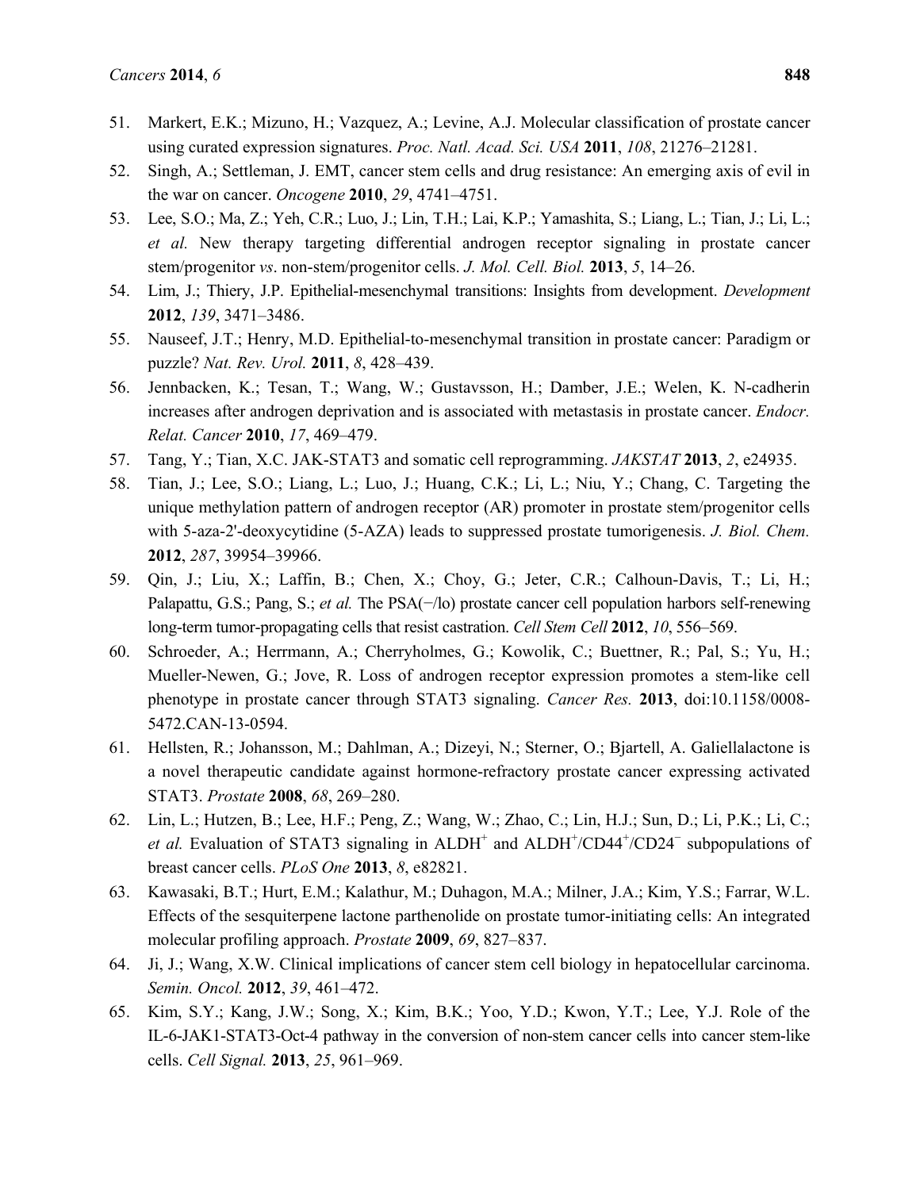51. Markert, E.K.; Mizuno, H.; Vazquez, A.; Levine, A.J. Molecular classification of prostate cancer using curated expression signatures. *Proc. Natl. Acad. Sci. USA* **2011**, *108*, 21276–21281.
52. Singh, A.; Settleman, J. EMT, cancer stem cells and drug resistance: An emerging axis of evil in the war on cancer. *Oncogene* **2010**, *29*, 4741–4751.
53. Lee, S.O.; Ma, Z.; Yeh, C.R.; Luo, J.; Lin, T.H.; Lai, K.P.; Yamashita, S.; Liang, L.; Tian, J.; Li, L.; *et al.* New therapy targeting differential androgen receptor signaling in prostate cancer stem/progenitor *vs*. non-stem/progenitor cells. *J. Mol. Cell. Biol.* **2013**, *5*, 14–26.
54. Lim, J.; Thiery, J.P. Epithelial-mesenchymal transitions: Insights from development. *Development* **2012**, *139*, 3471–3486.
55. Nauseef, J.T.; Henry, M.D. Epithelial-to-mesenchymal transition in prostate cancer: Paradigm or puzzle? *Nat. Rev. Urol.* **2011**, *8*, 428–439.
56. Jennbacken, K.; Tesan, T.; Wang, W.; Gustavsson, H.; Damber, J.E.; Welen, K. N-cadherin increases after androgen deprivation and is associated with metastasis in prostate cancer. *Endocr. Relat. Cancer* **2010**, *17*, 469–479.
57. Tang, Y.; Tian, X.C. JAK-STAT3 and somatic cell reprogramming. *JAKSTAT* **2013**, *2*, e24935.
58. Tian, J.; Lee, S.O.; Liang, L.; Luo, J.; Huang, C.K.; Li, L.; Niu, Y.; Chang, C. Targeting the unique methylation pattern of androgen receptor (AR) promoter in prostate stem/progenitor cells with 5-aza-2'-deoxycytidine (5-AZA) leads to suppressed prostate tumorigenesis. *J. Biol. Chem.* **2012**, *287*, 39954–39966.
59. Qin, J.; Liu, X.; Laffin, B.; Chen, X.; Choy, G.; Jeter, C.R.; Calhoun-Davis, T.; Li, H.; Palapattu, G.S.; Pang, S.; *et al.* The PSA(−/lo) prostate cancer cell population harbors self-renewing long-term tumor-propagating cells that resist castration. *Cell Stem Cell* **2012**, *10*, 556–569.
60. Schroeder, A.; Herrmann, A.; Cherryholmes, G.; Kowolik, C.; Buettner, R.; Pal, S.; Yu, H.; Mueller-Newen, G.; Jove, R. Loss of androgen receptor expression promotes a stem-like cell phenotype in prostate cancer through STAT3 signaling. *Cancer Res.* **2013**, doi:10.1158/0008-5472.CAN-13-0594.
61. Hellsten, R.; Johansson, M.; Dahlman, A.; Dizeyi, N.; Sterner, O.; Bjartell, A. Galiellalactone is a novel therapeutic candidate against hormone-refractory prostate cancer expressing activated STAT3. *Prostate* **2008**, *68*, 269–280.
62. Lin, L.; Hutzen, B.; Lee, H.F.; Peng, Z.; Wang, W.; Zhao, C.; Lin, H.J.; Sun, D.; Li, P.K.; Li, C.; *et al.* Evaluation of STAT3 signaling in $ALDH^+$ and $ALDH^+/CD44^+/CD24^−$ subpopulations of breast cancer cells. *PLoS One* **2013**, *8*, e82821.
63. Kawasaki, B.T.; Hurt, E.M.; Kalathur, M.; Duhagon, M.A.; Milner, J.A.; Kim, Y.S.; Farrar, W.L. Effects of the sesquiterpene lactone parthenolide on prostate tumor-initiating cells: An integrated molecular profiling approach. *Prostate* **2009**, *69*, 827–837.
64. Ji, J.; Wang, X.W. Clinical implications of cancer stem cell biology in hepatocellular carcinoma. *Semin. Oncol.* **2012**, *39*, 461–472.
65. Kim, S.Y.; Kang, J.W.; Song, X.; Kim, B.K.; Yoo, Y.D.; Kwon, Y.T.; Lee, Y.J. Role of the IL-6-JAK1-STAT3-Oct-4 pathway in the conversion of non-stem cancer cells into cancer stem-like cells. *Cell Signal.* **2013**, *25*, 961–969.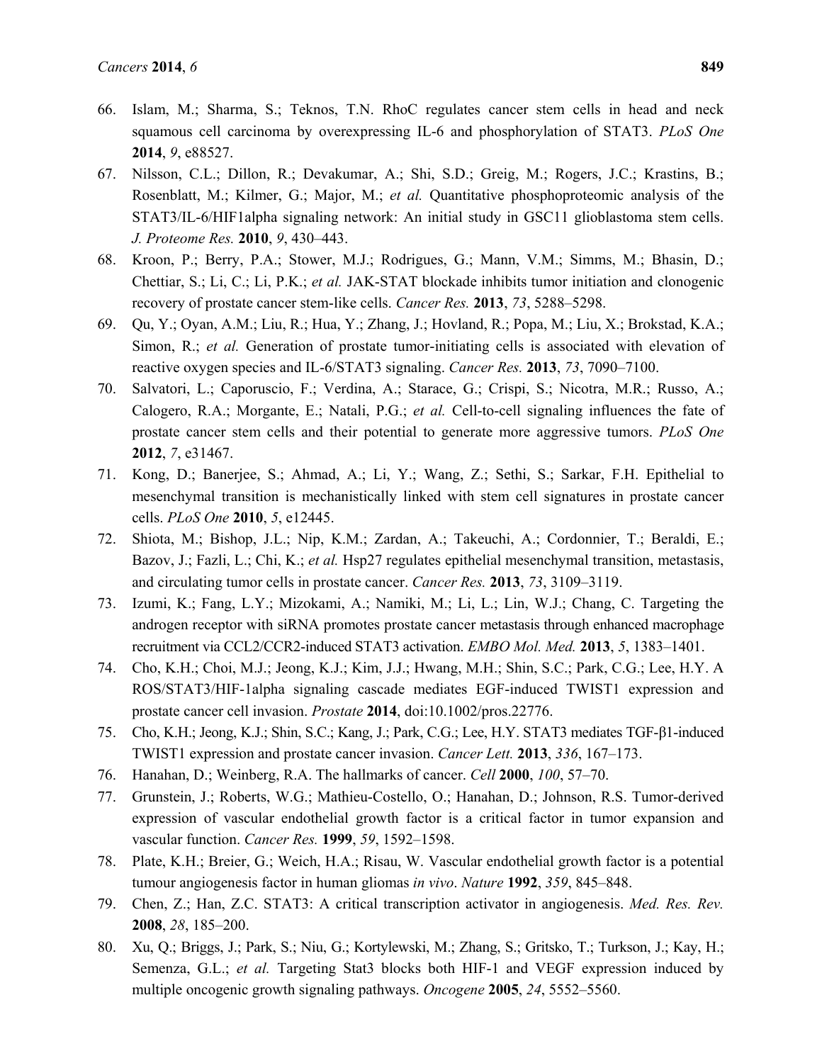66. Islam, M.; Sharma, S.; Teknos, T.N. RhoC regulates cancer stem cells in head and neck squamous cell carcinoma by overexpressing IL-6 and phosphorylation of STAT3. *PLoS One* **2014**, *9*, e88527.
67. Nilsson, C.L.; Dillon, R.; Devakumar, A.; Shi, S.D.; Greig, M.; Rogers, J.C.; Krastins, B.; Rosenblatt, M.; Kilmer, G.; Major, M.; *et al.* Quantitative phosphoproteomic analysis of the STAT3/IL-6/HIF1alpha signaling network: An initial study in GSC11 glioblastoma stem cells. *J. Proteome Res.* **2010**, *9*, 430–443.
68. Kroon, P.; Berry, P.A.; Stower, M.J.; Rodrigues, G.; Mann, V.M.; Simms, M.; Bhasin, D.; Chettiar, S.; Li, C.; Li, P.K.; *et al.* JAK-STAT blockade inhibits tumor initiation and clonogenic recovery of prostate cancer stem-like cells. *Cancer Res.* **2013**, *73*, 5288–5298.
69. Qu, Y.; Oyan, A.M.; Liu, R.; Hua, Y.; Zhang, J.; Hovland, R.; Popa, M.; Liu, X.; Brokstad, K.A.; Simon, R.; *et al.* Generation of prostate tumor-initiating cells is associated with elevation of reactive oxygen species and IL-6/STAT3 signaling. *Cancer Res.* **2013**, *73*, 7090–7100.
70. Salvatori, L.; Caporuscio, F.; Verdina, A.; Starace, G.; Crispi, S.; Nicotra, M.R.; Russo, A.; Calogero, R.A.; Morgante, E.; Natali, P.G.; *et al.* Cell-to-cell signaling influences the fate of prostate cancer stem cells and their potential to generate more aggressive tumors. *PLoS One* **2012**, *7*, e31467.
71. Kong, D.; Banerjee, S.; Ahmad, A.; Li, Y.; Wang, Z.; Sethi, S.; Sarkar, F.H. Epithelial to mesenchymal transition is mechanistically linked with stem cell signatures in prostate cancer cells. *PLoS One* **2010**, *5*, e12445.
72. Shiota, M.; Bishop, J.L.; Nip, K.M.; Zardan, A.; Takeuchi, A.; Cordonnier, T.; Beraldi, E.; Bazov, J.; Fazli, L.; Chi, K.; *et al.* Hsp27 regulates epithelial mesenchymal transition, metastasis, and circulating tumor cells in prostate cancer. *Cancer Res.* **2013**, *73*, 3109–3119.
73. Izumi, K.; Fang, L.Y.; Mizokami, A.; Namiki, M.; Li, L.; Lin, W.J.; Chang, C. Targeting the androgen receptor with siRNA promotes prostate cancer metastasis through enhanced macrophage recruitment via CCL2/CCR2-induced STAT3 activation. *EMBO Mol. Med.* **2013**, *5*, 1383–1401.
74. Cho, K.H.; Choi, M.J.; Jeong, K.J.; Kim, J.J.; Hwang, M.H.; Shin, S.C.; Park, C.G.; Lee, H.Y. A ROS/STAT3/HIF-1alpha signaling cascade mediates EGF-induced TWIST1 expression and prostate cancer cell invasion. *Prostate* **2014**, doi:10.1002/pros.22776.
75. Cho, K.H.; Jeong, K.J.; Shin, S.C.; Kang, J.; Park, C.G.; Lee, H.Y. STAT3 mediates TGF-β1-induced TWIST1 expression and prostate cancer invasion. *Cancer Lett.* **2013**, *336*, 167–173.
76. Hanahan, D.; Weinberg, R.A. The hallmarks of cancer. *Cell* **2000**, *100*, 57–70.
77. Grunstein, J.; Roberts, W.G.; Mathieu-Costello, O.; Hanahan, D.; Johnson, R.S. Tumor-derived expression of vascular endothelial growth factor is a critical factor in tumor expansion and vascular function. *Cancer Res.* **1999**, *59*, 1592–1598.
78. Plate, K.H.; Breier, G.; Weich, H.A.; Risau, W. Vascular endothelial growth factor is a potential tumour angiogenesis factor in human gliomas *in vivo*. *Nature* **1992**, *359*, 845–848.
79. Chen, Z.; Han, Z.C. STAT3: A critical transcription activator in angiogenesis. *Med. Res. Rev.* **2008**, *28*, 185–200.
80. Xu, Q.; Briggs, J.; Park, S.; Niu, G.; Kortylewski, M.; Zhang, S.; Gritsko, T.; Turkson, J.; Kay, H.; Semenza, G.L.; *et al.* Targeting Stat3 blocks both HIF-1 and VEGF expression induced by multiple oncogenic growth signaling pathways. *Oncogene* **2005**, *24*, 5552–5560.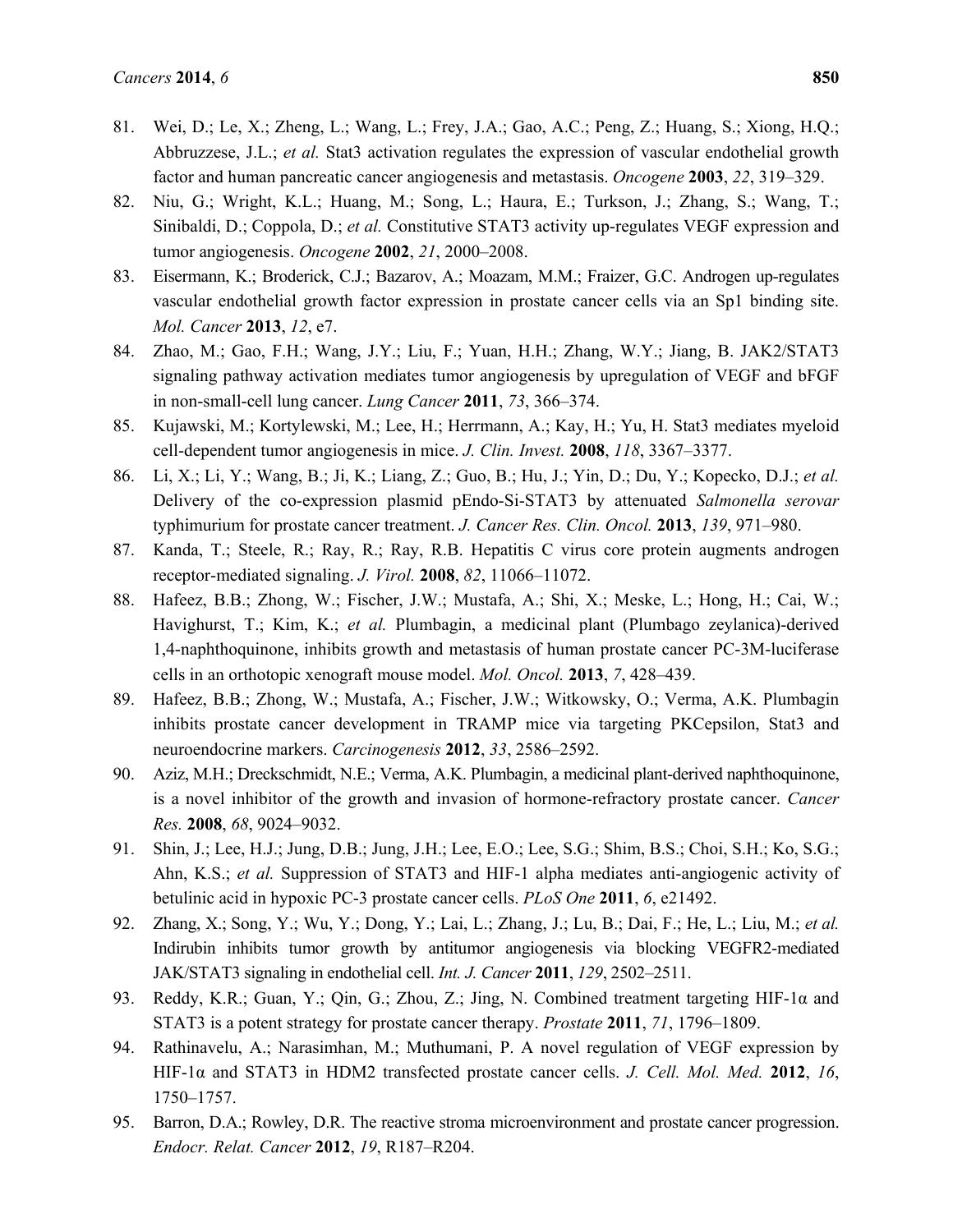81. Wei, D.; Le, X.; Zheng, L.; Wang, L.; Frey, J.A.; Gao, A.C.; Peng, Z.; Huang, S.; Xiong, H.Q.; Abbruzzese, J.L.; *et al.* Stat3 activation regulates the expression of vascular endothelial growth factor and human pancreatic cancer angiogenesis and metastasis. *Oncogene* **2003**, *22*, 319–329.
82. Niu, G.; Wright, K.L.; Huang, M.; Song, L.; Haura, E.; Turkson, J.; Zhang, S.; Wang, T.; Sinibaldi, D.; Coppola, D.; *et al.* Constitutive STAT3 activity up-regulates VEGF expression and tumor angiogenesis. *Oncogene* **2002**, *21*, 2000–2008.
83. Eisermann, K.; Broderick, C.J.; Bazarov, A.; Moazam, M.M.; Fraizer, G.C. Androgen up-regulates vascular endothelial growth factor expression in prostate cancer cells via an Sp1 binding site. *Mol. Cancer* **2013**, *12*, e7.
84. Zhao, M.; Gao, F.H.; Wang, J.Y.; Liu, F.; Yuan, H.H.; Zhang, W.Y.; Jiang, B. JAK2/STAT3 signaling pathway activation mediates tumor angiogenesis by upregulation of VEGF and bFGF in non-small-cell lung cancer. *Lung Cancer* **2011**, *73*, 366–374.
85. Kujawski, M.; Kortylewski, M.; Lee, H.; Herrmann, A.; Kay, H.; Yu, H. Stat3 mediates myeloid cell-dependent tumor angiogenesis in mice. *J. Clin. Invest.* **2008**, *118*, 3367–3377.
86. Li, X.; Li, Y.; Wang, B.; Ji, K.; Liang, Z.; Guo, B.; Hu, J.; Yin, D.; Du, Y.; Kopecko, D.J.; *et al.* Delivery of the co-expression plasmid pEndo-Si-STAT3 by attenuated *Salmonella serovar* typhimurium for prostate cancer treatment. *J. Cancer Res. Clin. Oncol.* **2013**, *139*, 971–980.
87. Kanda, T.; Steele, R.; Ray, R.; Ray, R.B. Hepatitis C virus core protein augments androgen receptor-mediated signaling. *J. Virol.* **2008**, *82*, 11066–11072.
88. Hafeez, B.B.; Zhong, W.; Fischer, J.W.; Mustafa, A.; Shi, X.; Meske, L.; Hong, H.; Cai, W.; Havighurst, T.; Kim, K.; *et al.* Plumbagin, a medicinal plant (Plumbago zeylanica)-derived 1,4-naphthoquinone, inhibits growth and metastasis of human prostate cancer PC-3M-luciferase cells in an orthotopic xenograft mouse model. *Mol. Oncol.* **2013**, *7*, 428–439.
89. Hafeez, B.B.; Zhong, W.; Mustafa, A.; Fischer, J.W.; Witkowsky, O.; Verma, A.K. Plumbagin inhibits prostate cancer development in TRAMP mice via targeting PKCepsilon, Stat3 and neuroendocrine markers. *Carcinogenesis* **2012**, *33*, 2586–2592.
90. Aziz, M.H.; Dreckschmidt, N.E.; Verma, A.K. Plumbagin, a medicinal plant-derived naphthoquinone, is a novel inhibitor of the growth and invasion of hormone-refractory prostate cancer. *Cancer Res.* **2008**, *68*, 9024–9032.
91. Shin, J.; Lee, H.J.; Jung, D.B.; Jung, J.H.; Lee, E.O.; Lee, S.G.; Shim, B.S.; Choi, S.H.; Ko, S.G.; Ahn, K.S.; *et al.* Suppression of STAT3 and HIF-1 alpha mediates anti-angiogenic activity of betulinic acid in hypoxic PC-3 prostate cancer cells. *PLoS One* **2011**, *6*, e21492.
92. Zhang, X.; Song, Y.; Wu, Y.; Dong, Y.; Lai, L.; Zhang, J.; Lu, B.; Dai, F.; He, L.; Liu, M.; *et al.* Indirubin inhibits tumor growth by antitumor angiogenesis via blocking VEGFR2-mediated JAK/STAT3 signaling in endothelial cell. *Int. J. Cancer* **2011**, *129*, 2502–2511.
93. Reddy, K.R.; Guan, Y.; Qin, G.; Zhou, Z.; Jing, N. Combined treatment targeting HIF-1α and STAT3 is a potent strategy for prostate cancer therapy. *Prostate* **2011**, *71*, 1796–1809.
94. Rathinavelu, A.; Narasimhan, M.; Muthumani, P. A novel regulation of VEGF expression by HIF-1α and STAT3 in HDM2 transfected prostate cancer cells. *J. Cell. Mol. Med.* **2012**, *16*, 1750–1757.
95. Barron, D.A.; Rowley, D.R. The reactive stroma microenvironment and prostate cancer progression. *Endocr. Relat. Cancer* **2012**, *19*, R187–R204.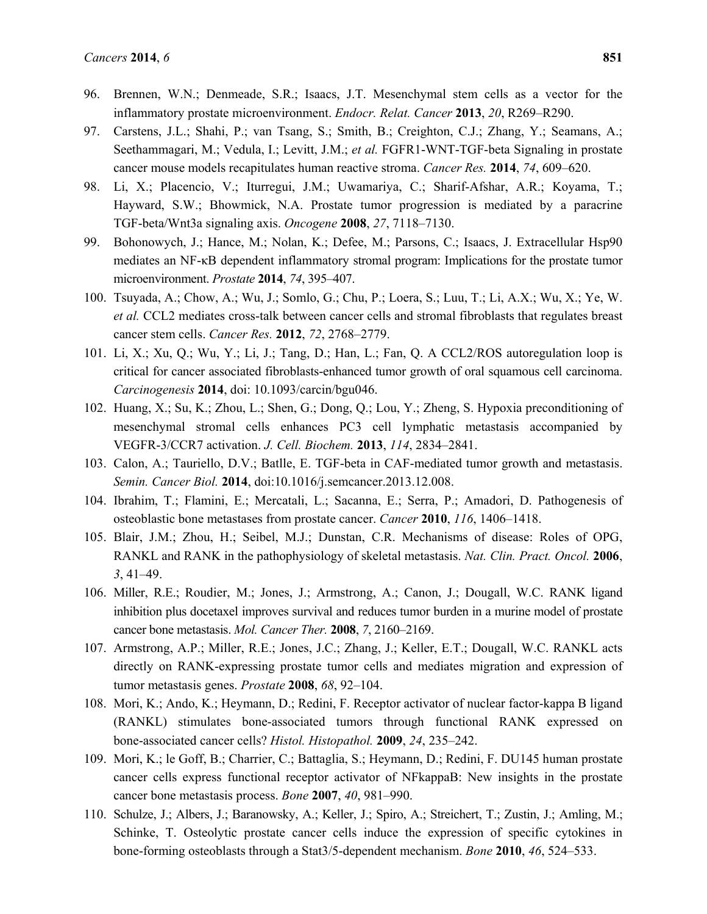96. Brennen, W.N.; Denmeade, S.R.; Isaacs, J.T. Mesenchymal stem cells as a vector for the inflammatory prostate microenvironment. *Endocr. Relat. Cancer* **2013**, *20*, R269–R290.
97. Carstens, J.L.; Shahi, P.; van Tsang, S.; Smith, B.; Creighton, C.J.; Zhang, Y.; Seamans, A.; Seethammagari, M.; Vedula, I.; Levitt, J.M.; *et al.* FGFR1-WNT-TGF-beta Signaling in prostate cancer mouse models recapitulates human reactive stroma. *Cancer Res.* **2014**, *74*, 609–620.
98. Li, X.; Placencio, V.; Iturregui, J.M.; Uwamariya, C.; Sharif-Afshar, A.R.; Koyama, T.; Hayward, S.W.; Bhowmick, N.A. Prostate tumor progression is mediated by a paracrine TGF-beta/Wnt3a signaling axis. *Oncogene* **2008**, *27*, 7118–7130.
99. Bohonowych, J.; Hance, M.; Nolan, K.; Defee, M.; Parsons, C.; Isaacs, J. Extracellular Hsp90 mediates an NF-κB dependent inflammatory stromal program: Implications for the prostate tumor microenvironment. *Prostate* **2014**, *74*, 395–407.
100. Tsuyada, A.; Chow, A.; Wu, J.; Somlo, G.; Chu, P.; Loera, S.; Luu, T.; Li, A.X.; Wu, X.; Ye, W. *et al.* CCL2 mediates cross-talk between cancer cells and stromal fibroblasts that regulates breast cancer stem cells. *Cancer Res.* **2012**, *72*, 2768–2779.
101. Li, X.; Xu, Q.; Wu, Y.; Li, J.; Tang, D.; Han, L.; Fan, Q. A CCL2/ROS autoregulation loop is critical for cancer associated fibroblasts-enhanced tumor growth of oral squamous cell carcinoma. *Carcinogenesis* **2014**, doi: 10.1093/carcin/bgu046.
102. Huang, X.; Su, K.; Zhou, L.; Shen, G.; Dong, Q.; Lou, Y.; Zheng, S. Hypoxia preconditioning of mesenchymal stromal cells enhances PC3 cell lymphatic metastasis accompanied by VEGFR-3/CCR7 activation. *J. Cell. Biochem.* **2013**, *114*, 2834–2841.
103. Calon, A.; Tauriello, D.V.; Batlle, E. TGF-beta in CAF-mediated tumor growth and metastasis. *Semin. Cancer Biol.* **2014**, doi:10.1016/j.semcancer.2013.12.008.
104. Ibrahim, T.; Flamini, E.; Mercatali, L.; Sacanna, E.; Serra, P.; Amadori, D. Pathogenesis of osteoblastic bone metastases from prostate cancer. *Cancer* **2010**, *116*, 1406–1418.
105. Blair, J.M.; Zhou, H.; Seibel, M.J.; Dunstan, C.R. Mechanisms of disease: Roles of OPG, RANKL and RANK in the pathophysiology of skeletal metastasis. *Nat. Clin. Pract. Oncol.* **2006**, *3*, 41–49.
106. Miller, R.E.; Roudier, M.; Jones, J.; Armstrong, A.; Canon, J.; Dougall, W.C. RANK ligand inhibition plus docetaxel improves survival and reduces tumor burden in a murine model of prostate cancer bone metastasis. *Mol. Cancer Ther.* **2008**, *7*, 2160–2169.
107. Armstrong, A.P.; Miller, R.E.; Jones, J.C.; Zhang, J.; Keller, E.T.; Dougall, W.C. RANKL acts directly on RANK-expressing prostate tumor cells and mediates migration and expression of tumor metastasis genes. *Prostate* **2008**, *68*, 92–104.
108. Mori, K.; Ando, K.; Heymann, D.; Redini, F. Receptor activator of nuclear factor-kappa B ligand (RANKL) stimulates bone-associated tumors through functional RANK expressed on bone-associated cancer cells? *Histol. Histopathol.* **2009**, *24*, 235–242.
109. Mori, K.; le Goff, B.; Charrier, C.; Battaglia, S.; Heymann, D.; Redini, F. DU145 human prostate cancer cells express functional receptor activator of NFkappaB: New insights in the prostate cancer bone metastasis process. *Bone* **2007**, *40*, 981–990.
110. Schulze, J.; Albers, J.; Baranowsky, A.; Keller, J.; Spiro, A.; Streichert, T.; Zustin, J.; Amling, M.; Schinke, T. Osteolytic prostate cancer cells induce the expression of specific cytokines in bone-forming osteoblasts through a Stat3/5-dependent mechanism. *Bone* **2010**, *46*, 524–533.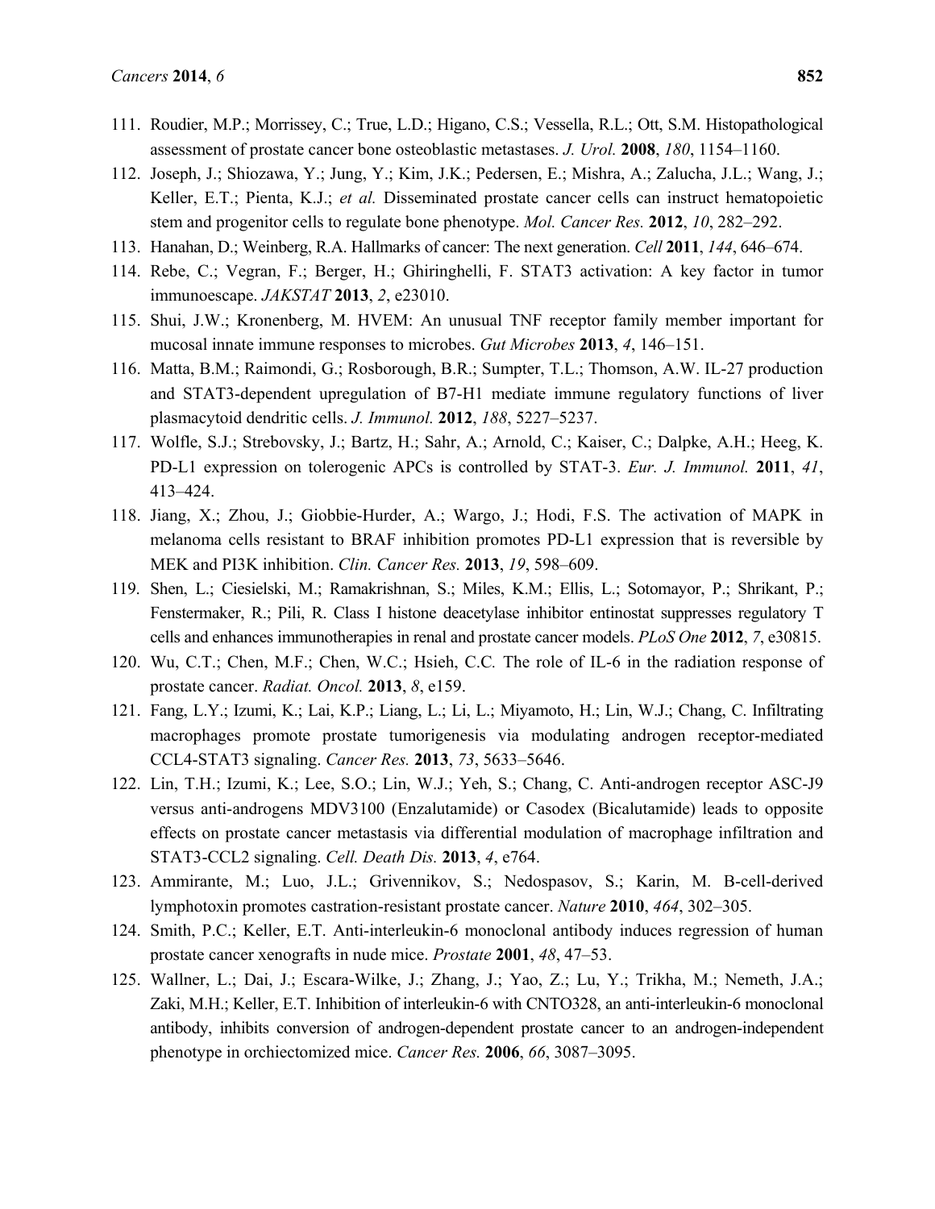111. Roudier, M.P.; Morrissey, C.; True, L.D.; Higano, C.S.; Vessella, R.L.; Ott, S.M. Histopathological assessment of prostate cancer bone osteoblastic metastases. *J. Urol.* **2008**, *180*, 1154–1160.
112. Joseph, J.; Shiozawa, Y.; Jung, Y.; Kim, J.K.; Pedersen, E.; Mishra, A.; Zalucha, J.L.; Wang, J.; Keller, E.T.; Pienta, K.J.; *et al.* Disseminated prostate cancer cells can instruct hematopoietic stem and progenitor cells to regulate bone phenotype. *Mol. Cancer Res.* **2012**, *10*, 282–292.
113. Hanahan, D.; Weinberg, R.A. Hallmarks of cancer: The next generation. *Cell* **2011**, *144*, 646–674.
114. Rebe, C.; Vegran, F.; Berger, H.; Ghiringhelli, F. STAT3 activation: A key factor in tumor immunoescape. *JAKSTAT* **2013**, *2*, e23010.
115. Shui, J.W.; Kronenberg, M. HVEM: An unusual TNF receptor family member important for mucosal innate immune responses to microbes. *Gut Microbes* **2013**, *4*, 146–151.
116. Matta, B.M.; Raimondi, G.; Rosborough, B.R.; Sumpter, T.L.; Thomson, A.W. IL-27 production and STAT3-dependent upregulation of B7-H1 mediate immune regulatory functions of liver plasmacytoid dendritic cells. *J. Immunol.* **2012**, *188*, 5227–5237.
117. Wolfle, S.J.; Strebovsky, J.; Bartz, H.; Sahr, A.; Arnold, C.; Kaiser, C.; Dalpke, A.H.; Heeg, K. PD-L1 expression on tolerogenic APCs is controlled by STAT-3. *Eur. J. Immunol.* **2011**, *41*, 413–424.
118. Jiang, X.; Zhou, J.; Giobbie-Hurder, A.; Wargo, J.; Hodi, F.S. The activation of MAPK in melanoma cells resistant to BRAF inhibition promotes PD-L1 expression that is reversible by MEK and PI3K inhibition. *Clin. Cancer Res.* **2013**, *19*, 598–609.
119. Shen, L.; Ciesielski, M.; Ramakrishnan, S.; Miles, K.M.; Ellis, L.; Sotomayor, P.; Shrikant, P.; Fenstermaker, R.; Pili, R. Class I histone deacetylase inhibitor entinostat suppresses regulatory T cells and enhances immunotherapies in renal and prostate cancer models. *PLoS One* **2012**, *7*, e30815.
120. Wu, C.T.; Chen, M.F.; Chen, W.C.; Hsieh, C.C. The role of IL-6 in the radiation response of prostate cancer. *Radiat. Oncol.* **2013**, *8*, e159.
121. Fang, L.Y.; Izumi, K.; Lai, K.P.; Liang, L.; Li, L.; Miyamoto, H.; Lin, W.J.; Chang, C. Infiltrating macrophages promote prostate tumorigenesis via modulating androgen receptor-mediated CCL4-STAT3 signaling. *Cancer Res.* **2013**, *73*, 5633–5646.
122. Lin, T.H.; Izumi, K.; Lee, S.O.; Lin, W.J.; Yeh, S.; Chang, C. Anti-androgen receptor ASC-J9 versus anti-androgens MDV3100 (Enzalutamide) or Casodex (Bicalutamide) leads to opposite effects on prostate cancer metastasis via differential modulation of macrophage infiltration and STAT3-CCL2 signaling. *Cell. Death Dis.* **2013**, *4*, *4*, e764.
123. Ammirante, M.; Luo, J.L.; Grivennikov, S.; Nedospasov, S.; Karin, M. B-cell-derived lymphotoxin promotes castration-resistant prostate cancer. *Nature* **2010**, *464*, 302–305.
124. Smith, P.C.; Keller, E.T. Anti-interleukin-6 monoclonal antibody induces regression of human prostate cancer xenografts in nude mice. *Prostate* **2001**, *48*, 47–53.
125. Wallner, L.; Dai, J.; Escara-Wilke, J.; Zhang, J.; Yao, Z.; Lu, Y.; Trikha, M.; Nemeth, J.A.; Zaki, M.H.; Keller, E.T. Inhibition of interleukin-6 with CNTO328, an anti-interleukin-6 monoclonal antibody, inhibits conversion of androgen-dependent prostate cancer to an androgen-independent phenotype in orchiectomized mice. *Cancer Res.* **2006**, *66*, 3087–3095.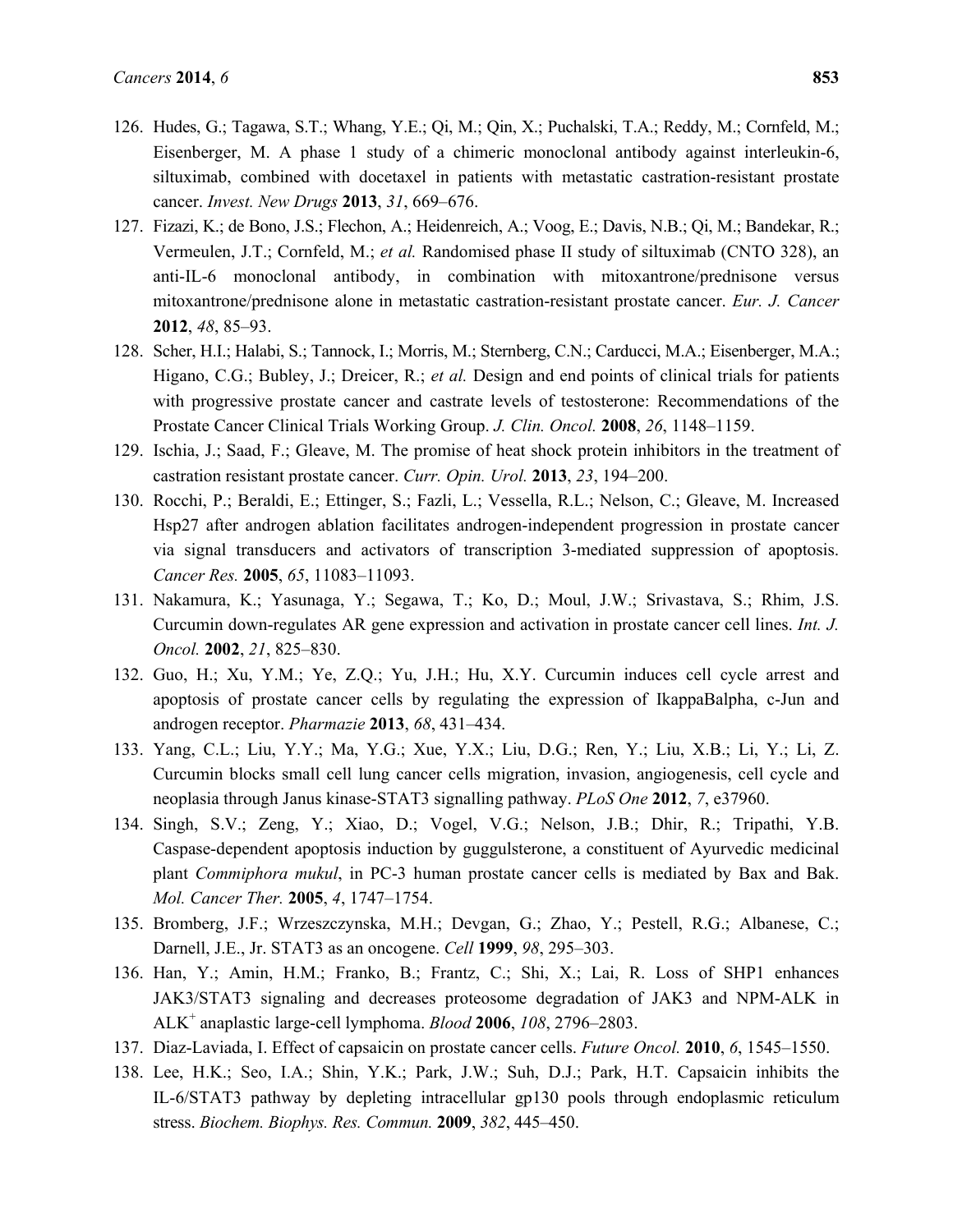126. Hudes, G.; Tagawa, S.T.; Whang, Y.E.; Qi, M.; Qin, X.; Puchalski, T.A.; Reddy, M.; Cornfeld, M.; Eisenberger, M. A phase 1 study of a chimeric monoclonal antibody against interleukin-6, siltuximab, combined with docetaxel in patients with metastatic castration-resistant prostate cancer. *Invest. New Drugs* **2013**, *31*, 669–676.
127. Fizazi, K.; de Bono, J.S.; Flechon, A.; Heidenreich, A.; Voog, E.; Davis, N.B.; Qi, M.; Bandekar, R.; Vermeulen, J.T.; Cornfeld, M.; *et al.* Randomised phase II study of siltuximab (CNTO 328), an anti-IL-6 monoclonal antibody, in combination with mitoxantrone/prednisone versus mitoxantrone/prednisone alone in metastatic castration-resistant prostate cancer. *Eur. J. Cancer* **2012**, *48*, 85–93.
128. Scher, H.I.; Halabi, S.; Tannock, I.; Morris, M.; Sternberg, C.N.; Carducci, M.A.; Eisenberger, M.A.; Higano, C.G.; Bubley, J.; Dreicer, R.; *et al.* Design and end points of clinical trials for patients with progressive prostate cancer and castrate levels of testosterone: Recommendations of the Prostate Cancer Clinical Trials Working Group. *J. Clin. Oncol.* **2008**, *26*, 1148–1159.
129. Ischia, J.; Saad, F.; Gleave, M. The promise of heat shock protein inhibitors in the treatment of castration resistant prostate cancer. *Curr. Opin. Urol.* **2013**, *23*, 194–200.
130. Rocchi, P.; Beraldi, E.; Ettinger, S.; Fazli, L.; Vessella, R.L.; Nelson, C.; Gleave, M. Increased Hsp27 after androgen ablation facilitates androgen-independent progression in prostate cancer via signal transducers and activators of transcription 3-mediated suppression of apoptosis. *Cancer Res.* **2005**, *65*, 11083–11093.
131. Nakamura, K.; Yasunaga, Y.; Segawa, T.; Ko, D.; Moul, J.W.; Srivastava, S.; Rhim, J.S. Curcumin down-regulates AR gene expression and activation in prostate cancer cell lines. *Int. J. Oncol.* **2002**, *21*, 825–830.
132. Guo, H.; Xu, Y.M.; Ye, Z.Q.; Yu, J.H.; Hu, X.Y. Curcumin induces cell cycle arrest and apoptosis of prostate cancer cells by regulating the expression of IkappaBalpha, c-Jun and androgen receptor. *Pharmazie* **2013**, *68*, 431–434.
133. Yang, C.L.; Liu, Y.Y.; Ma, Y.G.; Xue, Y.X.; Liu, D.G.; Ren, Y.; Liu, X.B.; Li, Y.; Li, Z. Curcumin blocks small cell lung cancer cells migration, invasion, angiogenesis, cell cycle and neoplasia through Janus kinase-STAT3 signalling pathway. *PLoS One* **2012**, *7*, e37960.
134. Singh, S.V.; Zeng, Y.; Xiao, D.; Vogel, V.G.; Nelson, J.B.; Dhir, R.; Tripathi, Y.B. Caspase-dependent apoptosis induction by guggulsterone, a constituent of Ayurvedic medicinal plant *Commiphora mukul*, in PC-3 human prostate cancer cells is mediated by Bax and Bak. *Mol. Cancer Ther.* **2005**, *4*, 1747–1754.
135. Bromberg, J.F.; Wrzeszczynska, M.H.; Devgan, G.; Zhao, Y.; Pestell, R.G.; Albanese, C.; Darnell, J.E., Jr. STAT3 as an oncogene. *Cell* **1999**, *98*, 295–303.
136. Han, Y.; Amin, H.M.; Franko, B.; Frantz, C.; Shi, X.; Lai, R. Loss of SHP1 enhances JAK3/STAT3 signaling and decreases proteosome degradation of JAK3 and NPM-ALK in $ALK^+$ anaplastic large-cell lymphoma. *Blood* **2006**, *108*, 2796–2803.
137. Diaz-Laviada, I. Effect of capsaicin on prostate cancer cells. *Future Oncol.* **2010**, *6*, 1545–1550.
138. Lee, H.K.; Seo, I.A.; Shin, Y.K.; Park, J.W.; Suh, D.J.; Park, H.T. Capsaicin inhibits the IL-6/STAT3 pathway by depleting intracellular gp130 pools through endoplasmic reticulum stress. *Biochem. Biophys. Res. Commun.* **2009**, *382*, 445–450.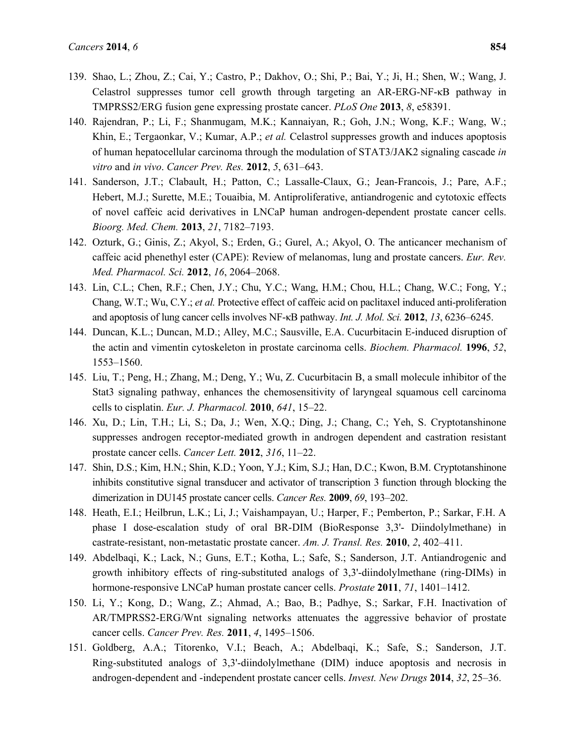139. Shao, L.; Zhou, Z.; Cai, Y.; Castro, P.; Dakhov, O.; Shi, P.; Bai, Y.; Ji, H.; Shen, W.; Wang, J. Celastrol suppresses tumor cell growth through targeting an AR-ERG-NF-κB pathway in TMPRSS2/ERG fusion gene expressing prostate cancer. *PLoS One* **2013**, *8*, e58391.
140. Rajendran, P.; Li, F.; Shanmugam, M.K.; Kannaiyan, R.; Goh, J.N.; Wong, K.F.; Wang, W.; Khin, E.; Tergaonkar, V.; Kumar, A.P.; *et al.* Celastrol suppresses growth and induces apoptosis of human hepatocellular carcinoma through the modulation of STAT3/JAK2 signaling cascade *in vitro* and *in vivo*. *Cancer Prev. Res.* **2012**, *5*, 631–643.
141. Sanderson, J.T.; Clabault, H.; Patton, C.; Lassalle-Claux, G.; Jean-Francois, J.; Pare, A.F.; Hebert, M.J.; Surette, M.E.; Touaibia, M. Antiproliferative, antiandrogenic and cytotoxic effects of novel caffeic acid derivatives in LNCaP human androgen-dependent prostate cancer cells. *Bioorg. Med. Chem.* **2013**, *21*, 7182–7193.
142. Ozturk, G.; Ginis, Z.; Akyol, S.; Erden, G.; Gurel, A.; Akyol, O. The anticancer mechanism of caffeic acid phenethyl ester (CAPE): Review of melanomas, lung and prostate cancers. *Eur. Rev. Med. Pharmacol. Sci.* **2012**, *16*, 2064–2068.
143. Lin, C.L.; Chen, R.F.; Chen, J.Y.; Chu, Y.C.; Wang, H.M.; Chou, H.L.; Chang, W.C.; Fong, Y.; Chang, W.T.; Wu, C.Y.; *et al.* Protective effect of caffeic acid on paclitaxel induced anti-proliferation and apoptosis of lung cancer cells involves NF-κB pathway. *Int. J. Mol. Sci.* **2012**, *13*, 6236–6245.
144. Duncan, K.L.; Duncan, M.D.; Alley, M.C.; Sausville, E.A. Cucurbitacin E-induced disruption of the actin and vimentin cytoskeleton in prostate carcinoma cells. *Biochem. Pharmacol.* **1996**, *52*, 1553–1560.
145. Liu, T.; Peng, H.; Zhang, M.; Deng, Y.; Wu, Z. Cucurbitacin B, a small molecule inhibitor of the Stat3 signaling pathway, enhances the chemosensitivity of laryngeal squamous cell carcinoma cells to cisplatin. *Eur. J. Pharmacol.* **2010**, *641*, 15–22.
146. Xu, D.; Lin, T.H.; Li, S.; Da, J.; Wen, X.Q.; Ding, J.; Chang, C.; Yeh, S. Cryptotanshinone suppresses androgen receptor-mediated growth in androgen dependent and castration resistant prostate cancer cells. *Cancer Lett.* **2012**, *316*, 11–22.
147. Shin, D.S.; Kim, H.N.; Shin, K.D.; Yoon, Y.J.; Kim, S.J.; Han, D.C.; Kwon, B.M. Cryptotanshinone inhibits constitutive signal transducer and activator of transcription 3 function through blocking the dimerization in DU145 prostate cancer cells. *Cancer Res.* **2009**, *69*, 193–202.
148. Heath, E.I.; Heilbrun, L.K.; Li, J.; Vaishampayan, U.; Harper, F.; Pemberton, P.; Sarkar, F.H. A phase I dose-escalation study of oral BR-DIM (BioResponse 3,3'- Diindolylmethane) in castrate-resistant, non-metastatic prostate cancer. *Am. J. Transl. Res.* **2010**, *2*, 402–411.
149. Abdelbaqi, K.; Lack, N.; Guns, E.T.; Kotha, L.; Safe, S.; Sanderson, J.T. Antiandrogenic and growth inhibitory effects of ring-substituted analogs of 3,3'-diindolylmethane (ring-DIMs) in hormone-responsive LNCaP human prostate cancer cells. *Prostate* **2011**, *71*, 1401–1412.
150. Li, Y.; Kong, D.; Wang, Z.; Ahmad, A.; Bao, B.; Padhye, S.; Sarkar, F.H. Inactivation of AR/TMPRSS2-ERG/Wnt signaling networks attenuates the aggressive behavior of prostate cancer cells. *Cancer Prev. Res.* **2011**, *4*, 1495–1506.
151. Goldberg, A.A.; Titorenko, V.I.; Beach, A.; Abdelbaqi, K.; Safe, S.; Sanderson, J.T. Ring-substituted analogs of 3,3'-diindolylmethane (DIM) induce apoptosis and necrosis in androgen-dependent and -independent prostate cancer cells. *Invest. New Drugs* **2014**, *32*, 25–36.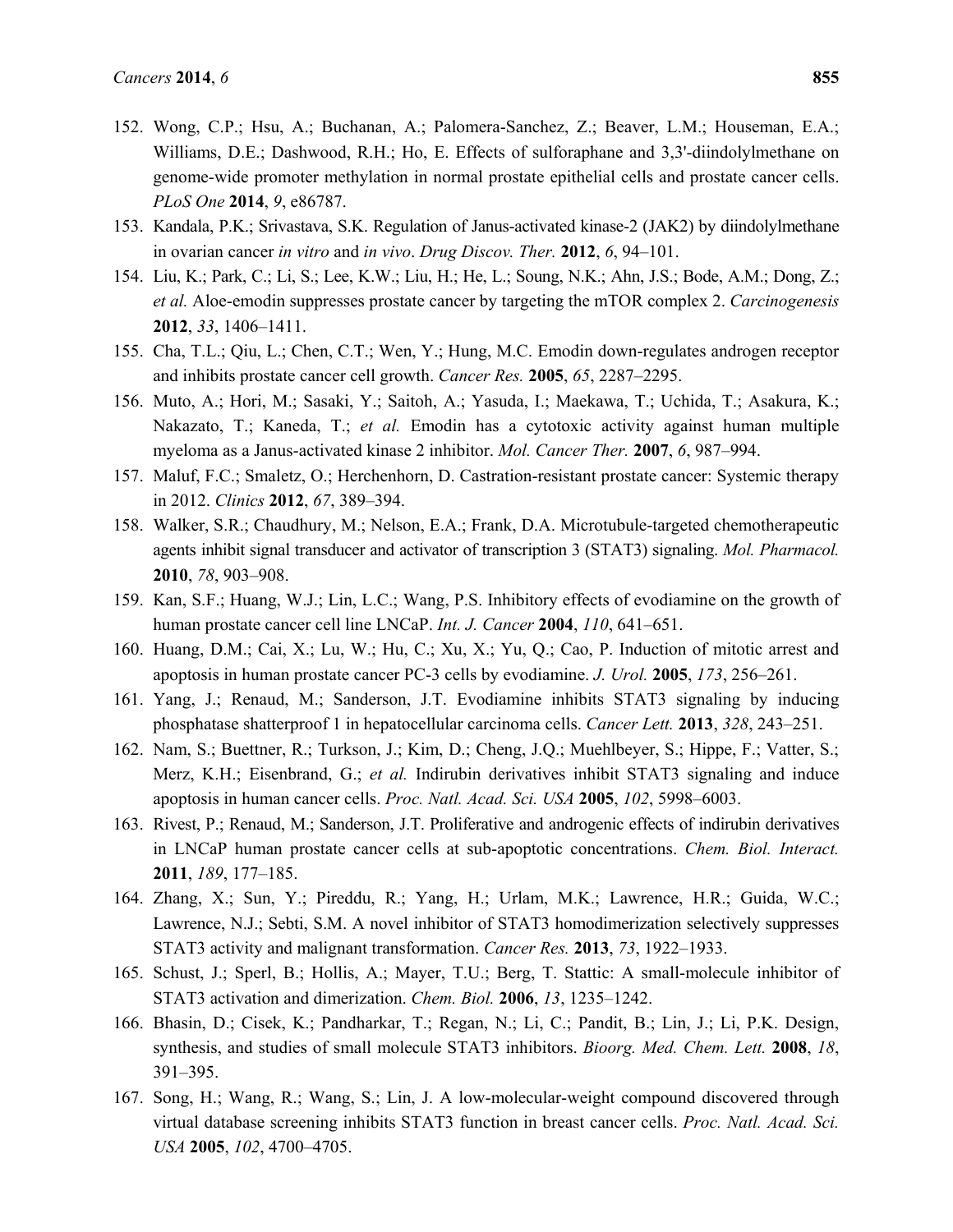152. Wong, C.P.; Hsu, A.; Buchanan, A.; Palomera-Sanchez, Z.; Beaver, L.M.; Houseman, E.A.; Williams, D.E.; Dashwood, R.H.; Ho, E. Effects of sulforaphane and 3,3'-diindolylmethane on genome-wide promoter methylation in normal prostate epithelial cells and prostate cancer cells. *PLoS One* **2014**, *9*, e86787.
153. Kandala, P.K.; Srivastava, S.K. Regulation of Janus-activated kinase-2 (JAK2) by diindolylmethane in ovarian cancer *in vitro* and *in vivo*. *Drug Discov. Ther.* **2012**, *6*, 94–101.
154. Liu, K.; Park, C.; Li, S.; Lee, K.W.; Liu, H.; He, L.; Soung, N.K.; Ahn, J.S.; Bode, A.M.; Dong, Z.; *et al.* Aloe-emodin suppresses prostate cancer by targeting the mTOR complex 2. *Carcinogenesis* **2012**, *33*, 1406–1411.
155. Cha, T.L.; Qiu, L.; Chen, C.T.; Wen, Y.; Hung, M.C. Emodin down-regulates androgen receptor and inhibits prostate cancer cell growth. *Cancer Res.* **2005**, *65*, 2287–2295.
156. Muto, A.; Hori, M.; Sasaki, Y.; Saitoh, A.; Yasuda, I.; Maekawa, T.; Uchida, T.; Asakura, K.; Nakazato, T.; Kaneda, T.; *et al.* Emodin has a cytotoxic activity against human multiple myeloma as a Janus-activated kinase 2 inhibitor. *Mol. Cancer Ther.* **2007**, *6*, 987–994.
157. Maluf, F.C.; Smaletz, O.; Herchenhorn, D. Castration-resistant prostate cancer: Systemic therapy in 2012. *Clinics* **2012**, *67*, 389–394.
158. Walker, S.R.; Chaudhury, M.; Nelson, E.A.; Frank, D.A. Microtubule-targeted chemotherapeutic agents inhibit signal transducer and activator of transcription 3 (STAT3) signaling. *Mol. Pharmacol.* **2010**, *78*, 903–908.
159. Kan, S.F.; Huang, W.J.; Lin, L.C.; Wang, P.S. Inhibitory effects of evodiamine on the growth of human prostate cancer cell line LNCaP. *Int. J. Cancer* **2004**, *110*, 641–651.
160. Huang, D.M.; Cai, X.; Lu, W.; Hu, C.; Xu, X.; Yu, Q.; Cao, P. Induction of mitotic arrest and apoptosis in human prostate cancer PC-3 cells by evodiamine. *J. Urol.* **2005**, *173*, 256–261.
161. Yang, J.; Renaud, M.; Sanderson, J.T. Evodiamine inhibits STAT3 signaling by inducing phosphatase shatterproof 1 in hepatocellular carcinoma cells. *Cancer Lett.* **2013**, *328*, 243–251.
162. Nam, S.; Buettner, R.; Turkson, J.; Kim, D.; Cheng, J.Q.; Muehlbeyer, S.; Hippe, F.; Vatter, S.; Merz, K.H.; Eisenbrand, G.; *et al.* Indirubin derivatives inhibit STAT3 signaling and induce apoptosis in human cancer cells. *Proc. Natl. Acad. Sci. USA* **2005**, *102*, 5998–6003.
163. Rivest, P.; Renaud, M.; Sanderson, J.T. Proliferative and androgenic effects of indirubin derivatives in LNCaP human prostate cancer cells at sub-apoptotic concentrations. *Chem. Biol. Interact.* **2011**, *189*, 177–185.
164. Zhang, X.; Sun, Y.; Pireddu, R.; Yang, H.; Urlam, M.K.; Lawrence, H.R.; Guida, W.C.; Lawrence, N.J.; Sebti, S.M. A novel inhibitor of STAT3 homodimerization selectively suppresses STAT3 activity and malignant transformation. *Cancer Res.* **2013**, *73*, 1922–1933.
165. Schust, J.; Sperl, B.; Hollis, A.; Mayer, T.U.; Berg, T. Stattic: A small-molecule inhibitor of STAT3 activation and dimerization. *Chem. Biol.* **2006**, *13*, 1235–1242.
166. Bhasin, D.; Cisek, K.; Pandharkar, T.; Regan, N.; Li, C.; Pandit, B.; Lin, J.; Li, P.K. Design, synthesis, and studies of small molecule STAT3 inhibitors. *Bioorg. Med. Chem. Lett.* **2008**, *18*, 391–395.
167. Song, H.; Wang, R.; Wang, S.; Lin, J. A low-molecular-weight compound discovered through virtual database screening inhibits STAT3 function in breast cancer cells. *Proc. Natl. Acad. Sci. USA* **2005**, *102*, 4700–4705.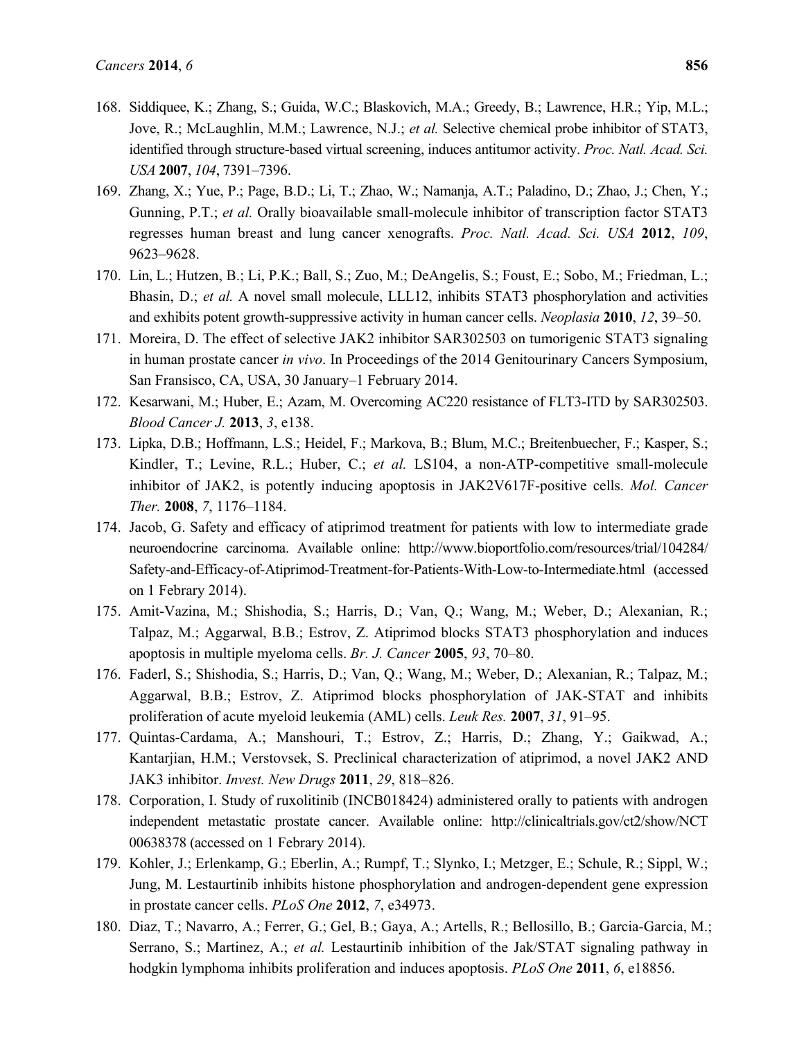168. Siddiquee, K.; Zhang, S.; Guida, W.C.; Blaskovich, M.A.; Greedy, B.; Lawrence, H.R.; Yip, M.L.; Jove, R.; McLaughlin, M.M.; Lawrence, N.J.; *et al.* Selective chemical probe inhibitor of STAT3, identified through structure-based virtual screening, induces antitumor activity. *Proc. Natl. Acad. Sci. USA* **2007**, *104*, 7391–7396.
169. Zhang, X.; Yue, P.; Page, B.D.; Li, T.; Zhao, W.; Namanja, A.T.; Paladino, D.; Zhao, J.; Chen, Y.; Gunning, P.T.; *et al.* Orally bioavailable small-molecule inhibitor of transcription factor STAT3 regresses human breast and lung cancer xenografts. *Proc. Natl. Acad. Sci. USA* **2012**, *109*, 9623–9628.
170. Lin, L.; Hutzen, B.; Li, P.K.; Ball, S.; Zuo, M.; DeAngelis, S.; Foust, E.; Sobo, M.; Friedman, L.; Bhasin, D.; *et al.* A novel small molecule, LLL12, inhibits STAT3 phosphorylation and activities and exhibits potent growth-suppressive activity in human cancer cells. *Neoplasia* **2010**, *12*, 39–50.
171. Moreira, D. The effect of selective JAK2 inhibitor SAR302503 on tumorigenic STAT3 signaling in human prostate cancer *in vivo*. In Proceedings of the 2014 Genitourinary Cancers Symposium, San Fransisco, CA, USA, 30 January–1 February 2014.
172. Kesarwani, M.; Huber, E.; Azam, M. Overcoming AC220 resistance of FLT3-ITD by SAR302503. *Blood Cancer J.* **2013**, *3*, e138.
173. Lipka, D.B.; Hoffmann, L.S.; Heidel, F.; Markova, B.; Blum, M.C.; Breitenbuecher, F.; Kasper, S.; Kindler, T.; Levine, R.L.; Huber, C.; *et al.* LS104, a non-ATP-competitive small-molecule inhibitor of JAK2, is potently inducing apoptosis in JAK2V617F-positive cells. *Mol. Cancer Ther.* **2008**, *7*, 1176–1184.
174. Jacob, G. Safety and efficacy of atiprimod treatment for patients with low to intermediate grade neuroendocrine carcinoma. Available online: http://www.bioportfolio.com/resources/trial/104284/Safety-and-Efficacy-of-Atiprimod-Treatment-for-Patients-With-Low-to-Intermediate.html (accessed on 1 Febrary 2014).
175. Amit-Vazina, M.; Shishodia, S.; Harris, D.; Van, Q.; Wang, M.; Weber, D.; Alexanian, R.; Talpaz, M.; Aggarwal, B.B.; Estrov, Z. Atiprimod blocks STAT3 phosphorylation and induces apoptosis in multiple myeloma cells. *Br. J. Cancer* **2005**, *93*, 70–80.
176. Faderl, S.; Shishodia, S.; Harris, D.; Van, Q.; Wang, M.; Weber, D.; Alexanian, R.; Talpaz, M.; Aggarwal, B.B.; Estrov, Z. Atiprimod blocks phosphorylation of JAK-STAT and inhibits proliferation of acute myeloid leukemia (AML) cells. *Leuk Res.* **2007**, *31*, 91–95.
177. Quintas-Cardama, A.; Manshouri, T.; Estrov, Z.; Harris, D.; Zhang, Y.; Gaikwad, A.; Kantarjian, H.M.; Verstovsek, S. Preclinical characterization of atiprimod, a novel JAK2 AND JAK3 inhibitor. *Invest. New Drugs* **2011**, *29*, 818–826.
178. Corporation, I. Study of ruxolitinib (INCB018424) administered orally to patients with androgen independent metastatic prostate cancer. Available online: http://clinicaltrials.gov/ct2/show/NCT00638378 (accessed on 1 Febrary 2014).
179. Kohler, J.; Erlenkamp, G.; Eberlin, A.; Rumpf, T.; Slynko, I.; Metzger, E.; Schule, R.; Sippl, W.; Jung, M. Lestaurtinib inhibits histone phosphorylation and androgen-dependent gene expression in prostate cancer cells. *PLoS One* **2012**, *7*, e34973.
180. Diaz, T.; Navarro, A.; Ferrer, G.; Gel, B.; Gaya, A.; Artells, R.; Bellosillo, B.; Garcia-Garcia, M.; Serrano, S.; Martinez, A.; *et al.* Lestaurtinib inhibition of the Jak/STAT signaling pathway in hodgkin lymphoma inhibits proliferation and induces apoptosis. *PLoS One* **2011**, *6*, e18856.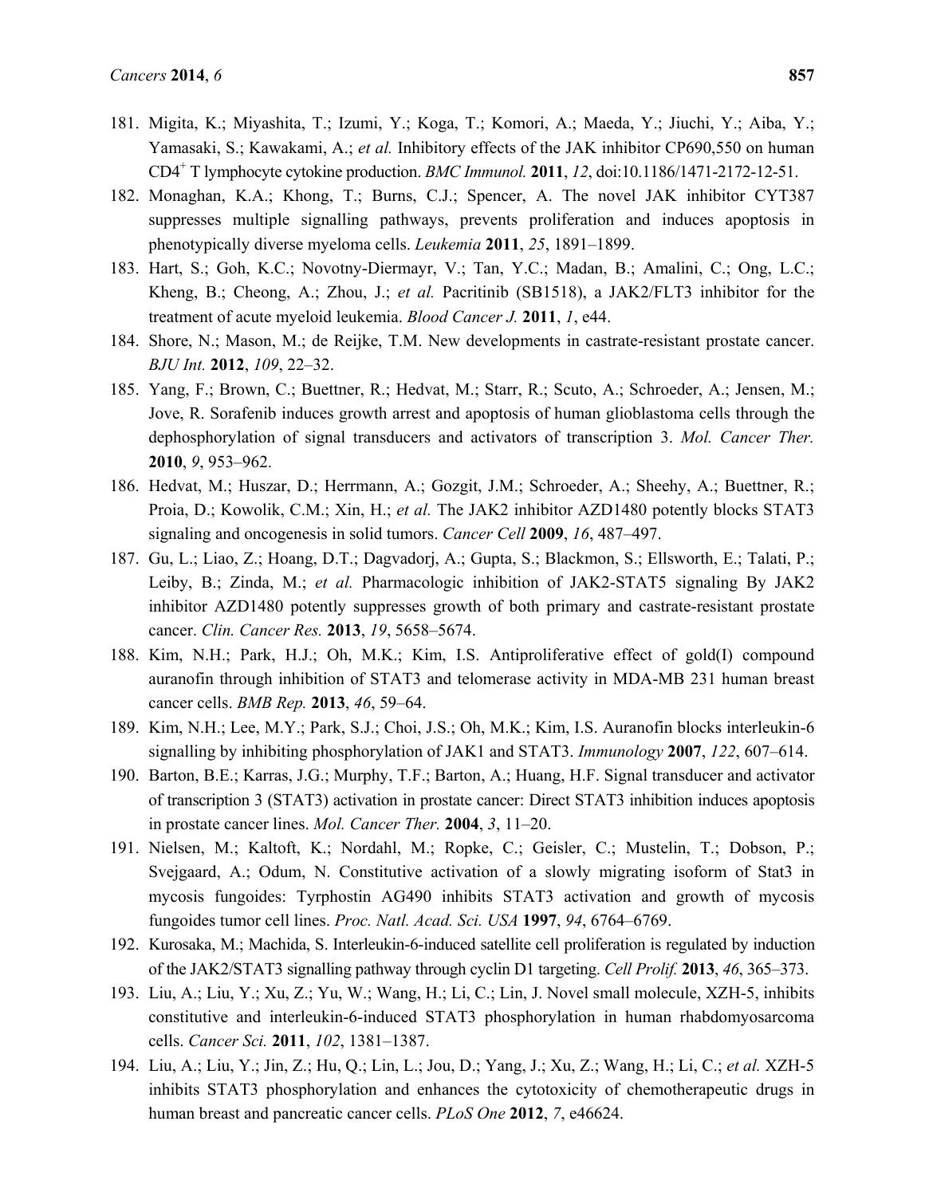181. Migita, K.; Miyashita, T.; Izumi, Y.; Koga, T.; Komori, A.; Maeda, Y.; Jiuchi, Y.; Aiba, Y.; Yamasaki, S.; Kawakami, A.; *et al.* Inhibitory effects of the JAK inhibitor CP690,550 on human CD4$^+$ T lymphocyte cytokine production. *BMC Immunol.* **2011**, *12*, doi:10.1186/1471-2172-12-51.
182. Monaghan, K.A.; Khong, T.; Burns, C.J.; Spencer, A. The novel JAK inhibitor CYT387 suppresses multiple signalling pathways, prevents proliferation and induces apoptosis in phenotypically diverse myeloma cells. *Leukemia* **2011**, *25*, 1891–1899.
183. Hart, S.; Goh, K.C.; Novotny-Diermayr, V.; Tan, Y.C.; Madan, B.; Amalini, C.; Ong, L.C.; Kheng, B.; Cheong, A.; Zhou, J.; *et al.* Pacritinib (SB1518), a JAK2/FLT3 inhibitor for the treatment of acute myeloid leukemia. *Blood Cancer J.* **2011**, *1*, e44.
184. Shore, N.; Mason, M.; de Reijke, T.M. New developments in castrate-resistant prostate cancer. *BJU Int.* **2012**, *109*, 22–32.
185. Yang, F.; Brown, C.; Buettner, R.; Hedvat, M.; Starr, R.; Scuto, A.; Schroeder, A.; Jensen, M.; Jove, R. Sorafenib induces growth arrest and apoptosis of human glioblastoma cells through the dephosphorylation of signal transducers and activators of transcription 3. *Mol. Cancer Ther.* **2010**, *9*, 953–962.
186. Hedvat, M.; Huszar, D.; Herrmann, A.; Gozgit, J.M.; Schroeder, A.; Sheehy, A.; Buettner, R.; Proia, D.; Kowolik, C.M.; Xin, H.; *et al.* The JAK2 inhibitor AZD1480 potently blocks STAT3 signaling and oncogenesis in solid tumors. *Cancer Cell* **2009**, *16*, 487–497.
187. Gu, L.; Liao, Z.; Hoang, D.T.; Dagvadorj, A.; Gupta, S.; Blackmon, S.; Ellsworth, E.; Talati, P.; Leiby, B.; Zinda, M.; *et al.* Pharmacologic inhibition of JAK2-STAT5 signaling By JAK2 inhibitor AZD1480 potently suppresses growth of both primary and castrate-resistant prostate cancer. *Clin. Cancer Res.* **2013**, *19*, 5658–5674.
188. Kim, N.H.; Park, H.J.; Oh, M.K.; Kim, I.S. Antiproliferative effect of gold(I) compound auranofin through inhibition of STAT3 and telomerase activity in MDA-MB 231 human breast cancer cells. *BMB Rep.* **2013**, *46*, 59–64.
189. Kim, N.H.; Lee, M.Y.; Park, S.J.; Choi, J.S.; Oh, M.K.; Kim, I.S. Auranofin blocks interleukin-6 signalling by inhibiting phosphorylation of JAK1 and STAT3. *Immunology* **2007**, *122*, 607–614.
190. Barton, B.E.; Karras, J.G.; Murphy, T.F.; Barton, A.; Huang, H.F. Signal transducer and activator of transcription 3 (STAT3) activation in prostate cancer: Direct STAT3 inhibition induces apoptosis in prostate cancer lines. *Mol. Cancer Ther.* **2004**, *3*, 11–20.
191. Nielsen, M.; Kaltoft, K.; Nordahl, M.; Ropke, C.; Geisler, C.; Mustelin, T.; Dobson, P.; Svejgaard, A.; Odum, N. Constitutive activation of a slowly migrating isoform of Stat3 in mycosis fungoides: Tyrphostin AG490 inhibits STAT3 activation and growth of mycosis fungoides tumor cell lines. *Proc. Natl. Acad. Sci. USA* **1997**, *94*, 6764–6769.
192. Kurosaka, M.; Machida, S. Interleukin-6-induced satellite cell proliferation is regulated by induction of the JAK2/STAT3 signalling pathway through cyclin D1 targeting. *Cell Prolif.* **2013**, *46*, 365–373.
193. Liu, A.; Liu, Y.; Xu, Z.; Yu, W.; Wang, H.; Li, C.; Lin, J. Novel small molecule, XZH-5, inhibits constitutive and interleukin-6-induced STAT3 phosphorylation in human rhabdomyosarcoma cells. *Cancer Sci.* **2011**, *102*, 1381–1387.
194. Liu, A.; Liu, Y.; Jin, Z.; Hu, Q.; Lin, L.; Jou, D.; Yang, J.; Xu, Z.; Wang, H.; Li, C.; *et al.* XZH-5 inhibits STAT3 phosphorylation and enhances the cytotoxicity of chemotherapeutic drugs in human breast and pancreatic cancer cells. *PLoS One* **2012**, *7*, e46624.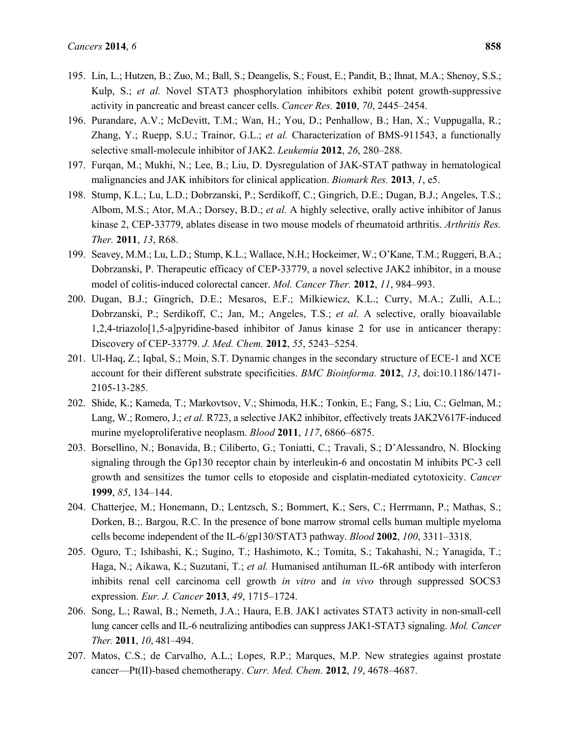195. Lin, L.; Hutzen, B.; Zuo, M.; Ball, S.; Deangelis, S.; Foust, E.; Pandit, B.; Ihnat, M.A.; Shenoy, S.S.; Kulp, S.; *et al.* Novel STAT3 phosphorylation inhibitors exhibit potent growth-suppressive activity in pancreatic and breast cancer cells. *Cancer Res.* **2010**, *70*, 2445–2454.
196. Purandare, A.V.; McDevitt, T.M.; Wan, H.; You, D.; Penhallow, B.; Han, X.; Vuppugalla, R.; Zhang, Y.; Ruepp, S.U.; Trainor, G.L.; *et al.* Characterization of BMS-911543, a functionally selective small-molecule inhibitor of JAK2. *Leukemia* **2012**, *26*, 280–288.
197. Furqan, M.; Mukhi, N.; Lee, B.; Liu, D. Dysregulation of JAK-STAT pathway in hematological malignancies and JAK inhibitors for clinical application. *Biomark Res.* **2013**, *1*, e5.
198. Stump, K.L.; Lu, L.D.; Dobrzanski, P.; Serdikoff, C.; Gingrich, D.E.; Dugan, B.J.; Angeles, T.S.; Albom, M.S.; Ator, M.A.; Dorsey, B.D.; *et al.* A highly selective, orally active inhibitor of Janus kinase 2, CEP-33779, ablates disease in two mouse models of rheumatoid arthritis. *Arthritis Res. Ther.* **2011**, *13*, R68.
199. Seavey, M.M.; Lu, L.D.; Stump, K.L.; Wallace, N.H.; Hockeimer, W.; O'Kane, T.M.; Ruggeri, B.A.; Dobrzanski, P. Therapeutic efficacy of CEP-33779, a novel selective JAK2 inhibitor, in a mouse model of colitis-induced colorectal cancer. *Mol. Cancer Ther.* **2012**, *11*, 984–993.
200. Dugan, B.J.; Gingrich, D.E.; Mesaros, E.F.; Milkiewicz, K.L.; Curry, M.A.; Zulli, A.L.; Dobrzanski, P.; Serdikoff, C.; Jan, M.; Angeles, T.S.; *et al.* A selective, orally bioavailable 1,2,4-triazolo[1,5-a]pyridine-based inhibitor of Janus kinase 2 for use in anticancer therapy: Discovery of CEP-33779. *J. Med. Chem.* **2012**, *55*, 5243–5254.
201. Ul-Haq, Z.; Iqbal, S.; Moin, S.T. Dynamic changes in the secondary structure of ECE-1 and XCE account for their different substrate specificities. *BMC Bioinforma.* **2012**, *13*, doi:10.1186/1471-2105-13-285.
202. Shide, K.; Kameda, T.; Markovtsov, V.; Shimoda, H.K.; Tonkin, E.; Fang, S.; Liu, C.; Gelman, M.; Lang, W.; Romero, J.; *et al.* R723, a selective JAK2 inhibitor, effectively treats JAK2V617F-induced murine myeloproliferative neoplasm. *Blood* **2011**, *117*, 6866–6875.
203. Borsellino, N.; Bonavida, B.; Ciliberto, G.; Toniatti, C.; Travali, S.; D'Alessandro, N. Blocking signaling through the Gp130 receptor chain by interleukin-6 and oncostatin M inhibits PC-3 cell growth and sensitizes the tumor cells to etoposide and cisplatin-mediated cytotoxicity. *Cancer* **1999**, *85*, 134–144.
204. Chatterjee, M.; Honemann, D.; Lentzsch, S.; Bommert, K.; Sers, C.; Herrmann, P.; Mathas, S.; Dorken, B.;. Bargou, R.C. In the presence of bone marrow stromal cells human multiple myeloma cells become independent of the IL-6/gp130/STAT3 pathway. *Blood* **2002**, *100*, 3311–3318.
205. Oguro, T.; Ishibashi, K.; Sugino, T.; Hashimoto, K.; Tomita, S.; Takahashi, N.; Yanagida, T.; Haga, N.; Aikawa, K.; Suzutani, T.; *et al.* Humanised antihuman IL-6R antibody with interferon inhibits renal cell carcinoma cell growth *in vitro* and *in vivo* through suppressed SOCS3 expression. *Eur. J. Cancer* **2013**, *49*, 1715–1724.
206. Song, L.; Rawal, B.; Nemeth, J.A.; Haura, E.B. JAK1 activates STAT3 activity in non-small-cell lung cancer cells and IL-6 neutralizing antibodies can suppress JAK1-STAT3 signaling. *Mol. Cancer Ther.* **2011**, *10*, 481–494.
207. Matos, C.S.; de Carvalho, A.L.; Lopes, R.P.; Marques, M.P. New strategies against prostate cancer—Pt(II)-based chemotherapy. *Curr. Med. Chem.* **2012**, *19*, 4678–4687.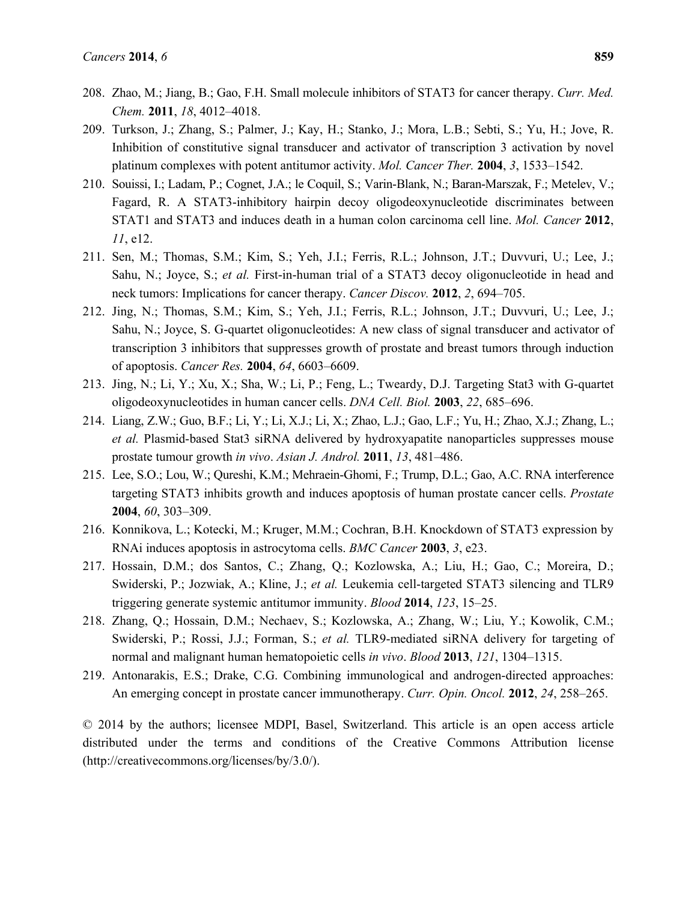208. Zhao, M.; Jiang, B.; Gao, F.H. Small molecule inhibitors of STAT3 for cancer therapy. *Curr. Med. Chem.* **2011**, *18*, 4012–4018.
209. Turkson, J.; Zhang, S.; Palmer, J.; Kay, H.; Stanko, J.; Mora, L.B.; Sebti, S.; Yu, H.; Jove, R. Inhibition of constitutive signal transducer and activator of transcription 3 activation by novel platinum complexes with potent antitumor activity. *Mol. Cancer Ther.* **2004**, *3*, 1533–1542.
210. Souissi, I.; Ladam, P.; Cognet, J.A.; le Coquil, S.; Varin-Blank, N.; Baran-Marszak, F.; Metelev, V.; Fagard, R. A STAT3-inhibitory hairpin decoy oligodeoxynucleotide discriminates between STAT1 and STAT3 and induces death in a human colon carcinoma cell line. *Mol. Cancer* **2012**, *11*, e12.
211. Sen, M.; Thomas, S.M.; Kim, S.; Yeh, J.I.; Ferris, R.L.; Johnson, J.T.; Duvvuri, U.; Lee, J.; Sahu, N.; Joyce, S.; *et al.* First-in-human trial of a STAT3 decoy oligonucleotide in head and neck tumors: Implications for cancer therapy. *Cancer Discov.* **2012**, *2*, 694–705.
212. Jing, N.; Thomas, S.M.; Kim, S.; Yeh, J.I.; Ferris, R.L.; Johnson, J.T.; Duvvuri, U.; Lee, J.; Sahu, N.; Joyce, S. G-quartet oligonucleotides: A new class of signal transducer and activator of transcription 3 inhibitors that suppresses growth of prostate and breast tumors through induction of apoptosis. *Cancer Res.* **2004**, *64*, 6603–6609.
213. Jing, N.; Li, Y.; Xu, X.; Sha, W.; Li, P.; Feng, L.; Tweardy, D.J. Targeting Stat3 with G-quartet oligodeoxynucleotides in human cancer cells. *DNA Cell. Biol.* **2003**, *22*, 685–696.
214. Liang, Z.W.; Guo, B.F.; Li, Y.; Li, X.J.; Li, X.; Zhao, L.J.; Gao, L.F.; Yu, H.; Zhao, X.J.; Zhang, L.; *et al.* Plasmid-based Stat3 siRNA delivered by hydroxyapatite nanoparticles suppresses mouse prostate tumour growth *in vivo*. *Asian J. Androl.* **2011**, *13*, 481–486.
215. Lee, S.O.; Lou, W.; Qureshi, K.M.; Mehraein-Ghomi, F.; Trump, D.L.; Gao, A.C. RNA interference targeting STAT3 inhibits growth and induces apoptosis of human prostate cancer cells. *Prostate* **2004**, *60*, 303–309.
216. Konnikova, L.; Kotecki, M.; Kruger, M.M.; Cochran, B.H. Knockdown of STAT3 expression by RNAi induces apoptosis in astrocytoma cells. *BMC Cancer* **2003**, *3*, e23.
217. Hossain, D.M.; dos Santos, C.; Zhang, Q.; Kozlowska, A.; Liu, H.; Gao, C.; Moreira, D.; Swiderski, P.; Jozwiak, A.; Kline, J.; *et al.* Leukemia cell-targeted STAT3 silencing and TLR9 triggering generate systemic antitumor immunity. *Blood* **2014**, *123*, 15–25.
218. Zhang, Q.; Hossain, D.M.; Nechaev, S.; Kozlowska, A.; Zhang, W.; Liu, Y.; Kowolik, C.M.; Swiderski, P.; Rossi, J.J.; Forman, S.; *et al.* TLR9-mediated siRNA delivery for targeting of normal and malignant human hematopoietic cells *in vivo*. *Blood* **2013**, *121*, 1304–1315.
219. Antonarakis, E.S.; Drake, C.G. Combining immunological and androgen-directed approaches: An emerging concept in prostate cancer immunotherapy. *Curr. Opin. Oncol.* **2012**, *24*, 258–265.

© 2014 by the authors; licensee MDPI, Basel, Switzerland. This article is an open access article distributed under the terms and conditions of the Creative Commons Attribution license (http://creativecommons.org/licenses/by/3.0/).